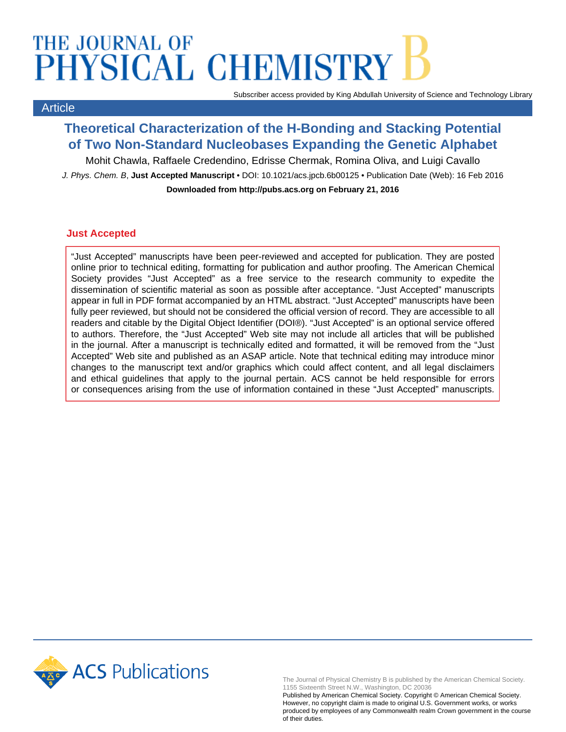# THE JOURNAL OF PHYSICAL CHEMISTRY B

Subscriber access provided by King Abdullah University of Science and Technology Library

Article

## Theoretical Characterization of the H-Bonding and Stacking Potential of Two Non-Standard Nucleobases Expanding the Genetic Alphabet

Mohit Chawla, Raffaele Credendino, Edrisse Chermak, Romina Oliva, and Luigi Cavallo

*J. Phys. Chem. B*, **Just Accepted Manuscript** • DOI: 10.1021/acs.jpcb.6b00125 • Publication Date (Web): 16 Feb 2016

**Downloaded from http://pubs.acs.org on February 21, 2016**

### Just Accepted

"Just Accepted" manuscripts have been peer-reviewed and accepted for publication. They are posted online prior to technical editing, formatting for publication and author proofing. The American Chemical Society provides "Just Accepted" as a free service to the research community to expedite the dissemination of scientific material as soon as possible after acceptance. "Just Accepted" manuscripts appear in full in PDF format accompanied by an HTML abstract. "Just Accepted" manuscripts have been fully peer reviewed, but should not be considered the official version of record. They are accessible to all readers and citable by the Digital Object Identifier (DOI®). "Just Accepted" is an optional service offered to authors. Therefore, the "Just Accepted" Web site may not include all articles that will be published in the journal. After a manuscript is technically edited and formatted, it will be removed from the "Just Accepted" Web site and published as an ASAP article. Note that technical editing may introduce minor changes to the manuscript text and/or graphics which could affect content, and all legal disclaimers and ethical guidelines that apply to the journal pertain. ACS cannot be held responsible for errors or consequences arising from the use of information contained in these "Just Accepted" manuscripts.

ACS Publications

The Journal of Physical Chemistry B is published by the American Chemical Society. 1155 Sixteenth Street N.W., Washington, DC 20036
Published by American Chemical Society. Copyright © American Chemical Society. However, no copyright claim is made to original U.S. Government works, or works produced by employees of any Commonwealth realm Crown government in the course of their duties.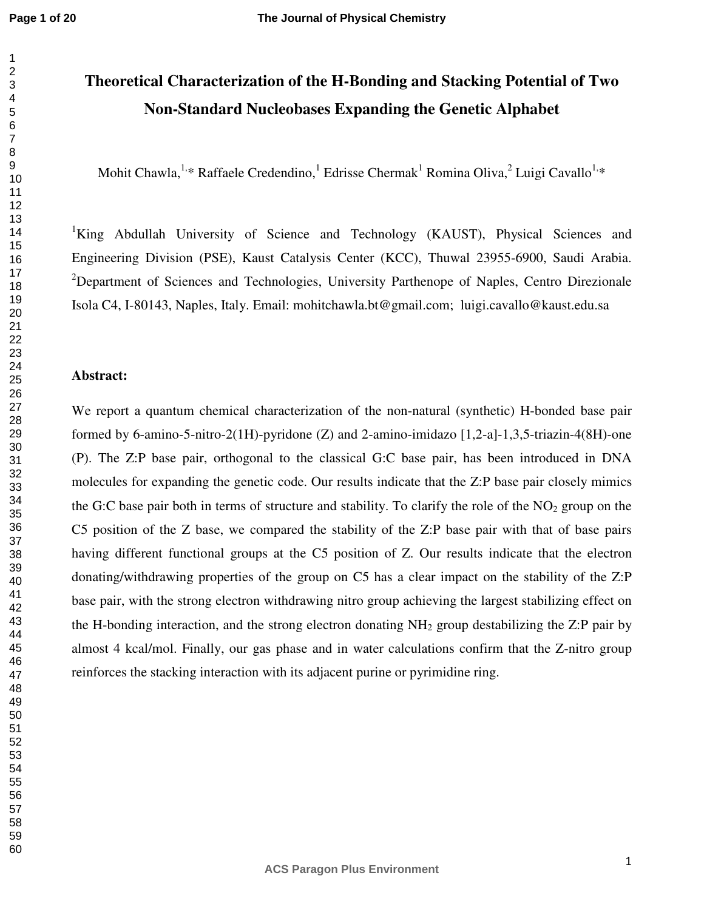# Theoretical Characterization of the H-Bonding and Stacking Potential of Two Non-Standard Nucleobases Expanding the Genetic Alphabet

Mohit Chawla,[1,*] Raffaele Credendino,[1] Edrisse Chermak[1] Romina Oliva,[2] Luigi Cavallo[1,*]

[1]King Abdullah University of Science and Technology (KAUST), Physical Sciences and Engineering Division (PSE), Kaust Catalysis Center (KCC), Thuwal 23955-6900, Saudi Arabia. [2]Department of Sciences and Technologies, University Parthenope of Naples, Centro Direzionale Isola C4, I-80143, Naples, Italy. Email: mohitchawla.bt@gmail.com; luigi.cavallo@kaust.edu.sa

**Abstract:**

We report a quantum chemical characterization of the non-natural (synthetic) H-bonded base pair formed by 6-amino-5-nitro-2(1H)-pyridone (Z) and 2-amino-imidazo [1,2-a]-1,3,5-triazin-4(8H)-one (P). The Z:P base pair, orthogonal to the classical G:C base pair, has been introduced in DNA molecules for expanding the genetic code. Our results indicate that the Z:P base pair closely mimics the G:C base pair both in terms of structure and stability. To clarify the role of the $NO_2$ group on the C5 position of the Z base, we compared the stability of the Z:P base pair with that of base pairs having different functional groups at the C5 position of Z. Our results indicate that the electron donating/withdrawing properties of the group on C5 has a clear impact on the stability of the Z:P base pair, with the strong electron withdrawing nitro group achieving the largest stabilizing effect on the H-bonding interaction, and the strong electron donating $NH_2$ group destabilizing the Z:P pair by almost 4 kcal/mol. Finally, our gas phase and in water calculations confirm that the Z-nitro group reinforces the stacking interaction with its adjacent purine or pyrimidine ring.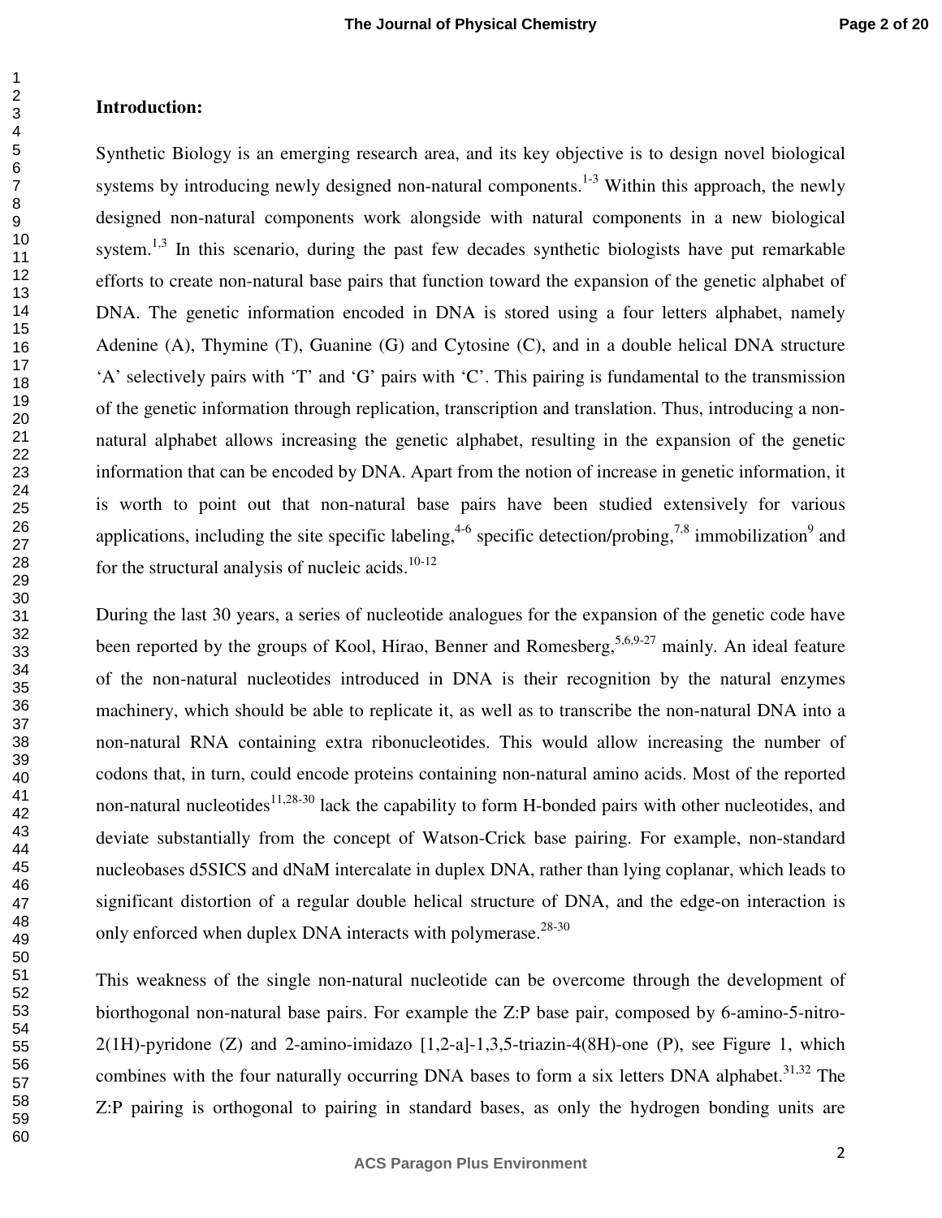## Introduction:

Synthetic Biology is an emerging research area, and its key objective is to design novel biological systems by introducing newly designed non-natural components.[1-3] Within this approach, the newly designed non-natural components work alongside with natural components in a new biological system.[1,3] In this scenario, during the past few decades synthetic biologists have put remarkable efforts to create non-natural base pairs that function toward the expansion of the genetic alphabet of DNA. The genetic information encoded in DNA is stored using a four letters alphabet, namely Adenine (A), Thymine (T), Guanine (G) and Cytosine (C), and in a double helical DNA structure 'A' selectively pairs with 'T' and 'G' pairs with 'C'. This pairing is fundamental to the transmission of the genetic information through replication, transcription and translation. Thus, introducing a non-natural alphabet allows increasing the genetic alphabet, resulting in the expansion of the genetic information that can be encoded by DNA. Apart from the notion of increase in genetic information, it is worth to point out that non-natural base pairs have been studied extensively for various applications, including the site specific labeling,[4-6] specific detection/probing,[7,8] immobilization[9] and for the structural analysis of nucleic acids.[10-12]

During the last 30 years, a series of nucleotide analogues for the expansion of the genetic code have been reported by the groups of Kool, Hirao, Benner and Romesberg,[5,6,9-27] mainly. An ideal feature of the non-natural nucleotides introduced in DNA is their recognition by the natural enzymes machinery, which should be able to replicate it, as well as to transcribe the non-natural DNA into a non-natural RNA containing extra ribonucleotides. This would allow increasing the number of codons that, in turn, could encode proteins containing non-natural amino acids. Most of the reported non-natural nucleotides[11,28-30] lack the capability to form H-bonded pairs with other nucleotides, and deviate substantially from the concept of Watson-Crick base pairing. For example, non-standard nucleobases d5SICS and dNaM intercalate in duplex DNA, rather than lying coplanar, which leads to significant distortion of a regular double helical structure of DNA, and the edge-on interaction is only enforced when duplex DNA interacts with polymerase.[28-30]

This weakness of the single non-natural nucleotide can be overcome through the development of biorthogonal non-natural base pairs. For example the Z:P base pair, composed by 6-amino-5-nitro-2(1H)-pyridone (Z) and 2-amino-imidazo [1,2-a]-1,3,5-triazin-4(8H)-one (P), see Figure 1, which combines with the four naturally occurring DNA bases to form a six letters DNA alphabet.[31,32] The Z:P pairing is orthogonal to pairing in standard bases, as only the hydrogen bonding units are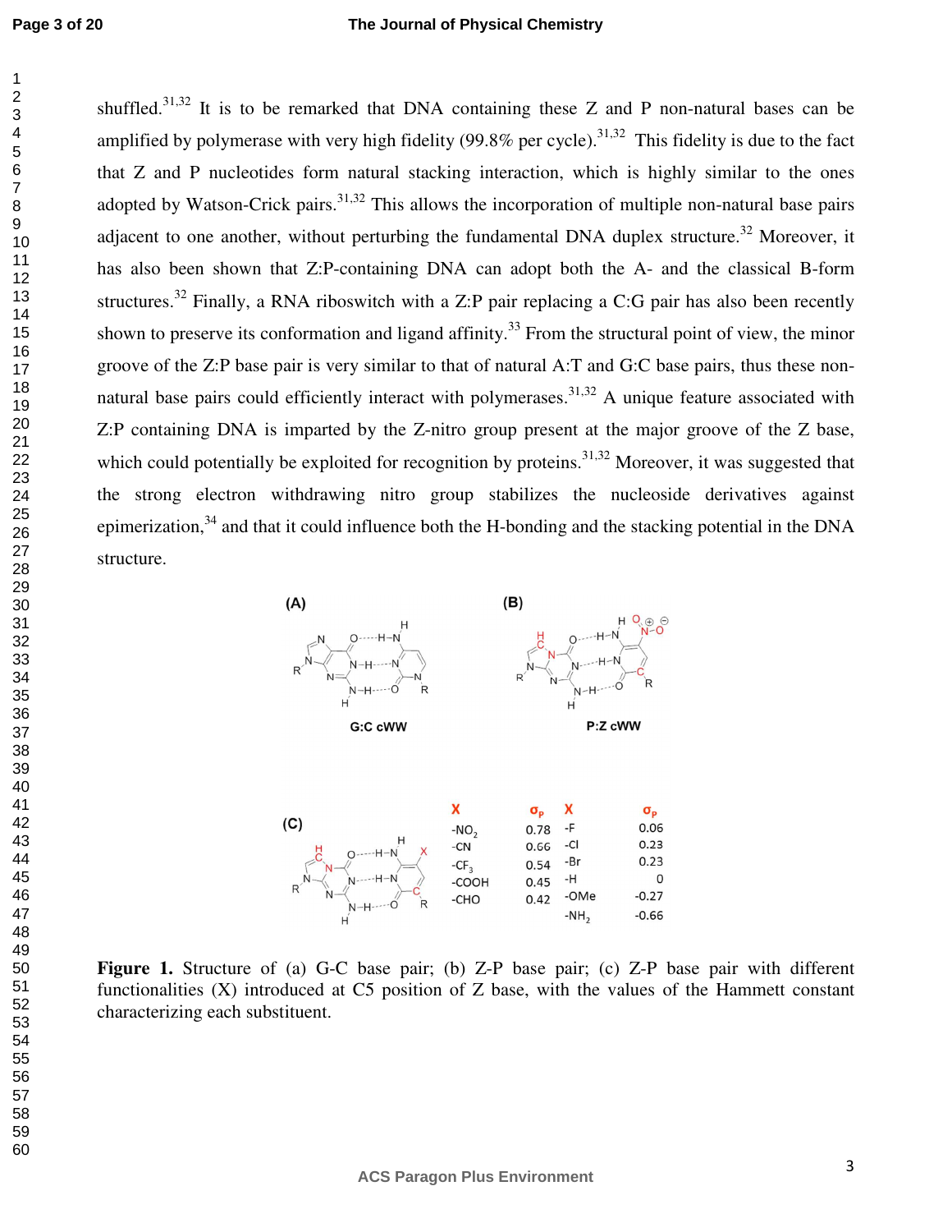shuffled.[31,32] It is to be remarked that DNA containing these Z and P non-natural bases can be amplified by polymerase with very high fidelity (99.8% per cycle).[31,32] This fidelity is due to the fact that Z and P nucleotides form natural stacking interaction, which is highly similar to the ones adopted by Watson-Crick pairs.[31,32] This allows the incorporation of multiple non-natural base pairs adjacent to one another, without perturbing the fundamental DNA duplex structure.[32] Moreover, it has also been shown that Z:P-containing DNA can adopt both the A- and the classical B-form structures.[32] Finally, a RNA riboswitch with a Z:P pair replacing a C:G pair has also been recently shown to preserve its conformation and ligand affinity.[33] From the structural point of view, the minor groove of the Z:P base pair is very similar to that of natural A:T and G:C base pairs, thus these non-natural base pairs could efficiently interact with polymerases.[31,32] A unique feature associated with Z:P containing DNA is imparted by the Z-nitro group present at the major groove of the Z base, which could potentially be exploited for recognition by proteins.[31,32] Moreover, it was suggested that the strong electron withdrawing nitro group stabilizes the nucleoside derivatives against epimerization,[34] and that it could influence both the H-bonding and the stacking potential in the DNA structure.

| X | $\sigma_p$ | X | $\sigma_p$ |
|---|---|---|---|
| $-NO_2$ | 0.78 | -F | 0.06 |
| -CN | 0.66 | -Cl | 0.23 |
| $-CF_3$ | 0.54 | -Br | 0.23 |
| -COOH | 0.45 | -H | 0 |
| -CHO | 0.42 | -OMe | -0.27 |
| | | $-NH_2$ | -0.66 |

**Figure 1.** Structure of (a) G-C base pair; (b) Z-P base pair; (c) Z-P base pair with different functionalities (X) introduced at C5 position of Z base, with the values of the Hammett constant characterizing each substituent.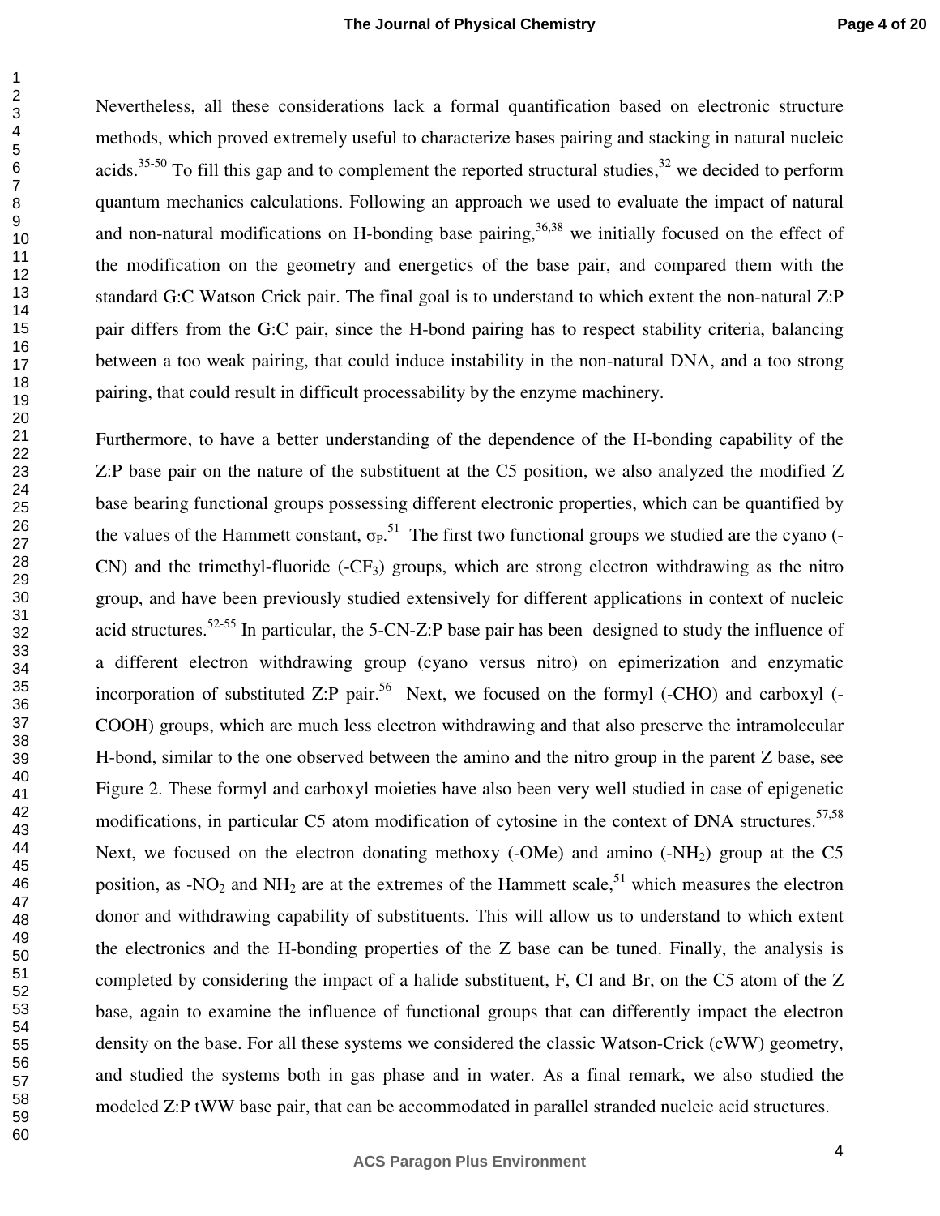Nevertheless, all these considerations lack a formal quantification based on electronic structure methods, which proved extremely useful to characterize bases pairing and stacking in natural nucleic acids.[35-50] To fill this gap and to complement the reported structural studies,[32] we decided to perform quantum mechanics calculations. Following an approach we used to evaluate the impact of natural and non-natural modifications on H-bonding base pairing,[36,38] we initially focused on the effect of the modification on the geometry and energetics of the base pair, and compared them with the standard G:C Watson Crick pair. The final goal is to understand to which extent the non-natural Z:P pair differs from the G:C pair, since the H-bond pairing has to respect stability criteria, balancing between a too weak pairing, that could induce instability in the non-natural DNA, and a too strong pairing, that could result in difficult processability by the enzyme machinery.

Furthermore, to have a better understanding of the dependence of the H-bonding capability of the Z:P base pair on the nature of the substituent at the C5 position, we also analyzed the modified Z base bearing functional groups possessing different electronic properties, which can be quantified by the values of the Hammett constant, $\sigma_P$.[51] The first two functional groups we studied are the cyano (-CN) and the trimethyl-fluoride (-$CF_3$) groups, which are strong electron withdrawing as the nitro group, and have been previously studied extensively for different applications in context of nucleic acid structures.[52-55] In particular, the 5-CN-Z:P base pair has been designed to study the influence of a different electron withdrawing group (cyano versus nitro) on epimerization and enzymatic incorporation of substituted Z:P pair.[56] Next, we focused on the formyl (-CHO) and carboxyl (-COOH) groups, which are much less electron withdrawing and that also preserve the intramolecular H-bond, similar to the one observed between the amino and the nitro group in the parent Z base, see Figure 2. These formyl and carboxyl moieties have also been very well studied in case of epigenetic modifications, in particular C5 atom modification of cytosine in the context of DNA structures.[57,58] Next, we focused on the electron donating methoxy (-OMe) and amino (-$NH_2$) group at the C5 position, as -$NO_2$ and $NH_2$ are at the extremes of the Hammett scale,[51] which measures the electron donor and withdrawing capability of substituents. This will allow us to understand to which extent the electronics and the H-bonding properties of the Z base can be tuned. Finally, the analysis is completed by considering the impact of a halide substituent, F, Cl and Br, on the C5 atom of the Z base, again to examine the influence of functional groups that can differently impact the electron density on the base. For all these systems we considered the classic Watson-Crick (cWW) geometry, and studied the systems both in gas phase and in water. As a final remark, we also studied the modeled Z:P tWW base pair, that can be accommodated in parallel stranded nucleic acid structures.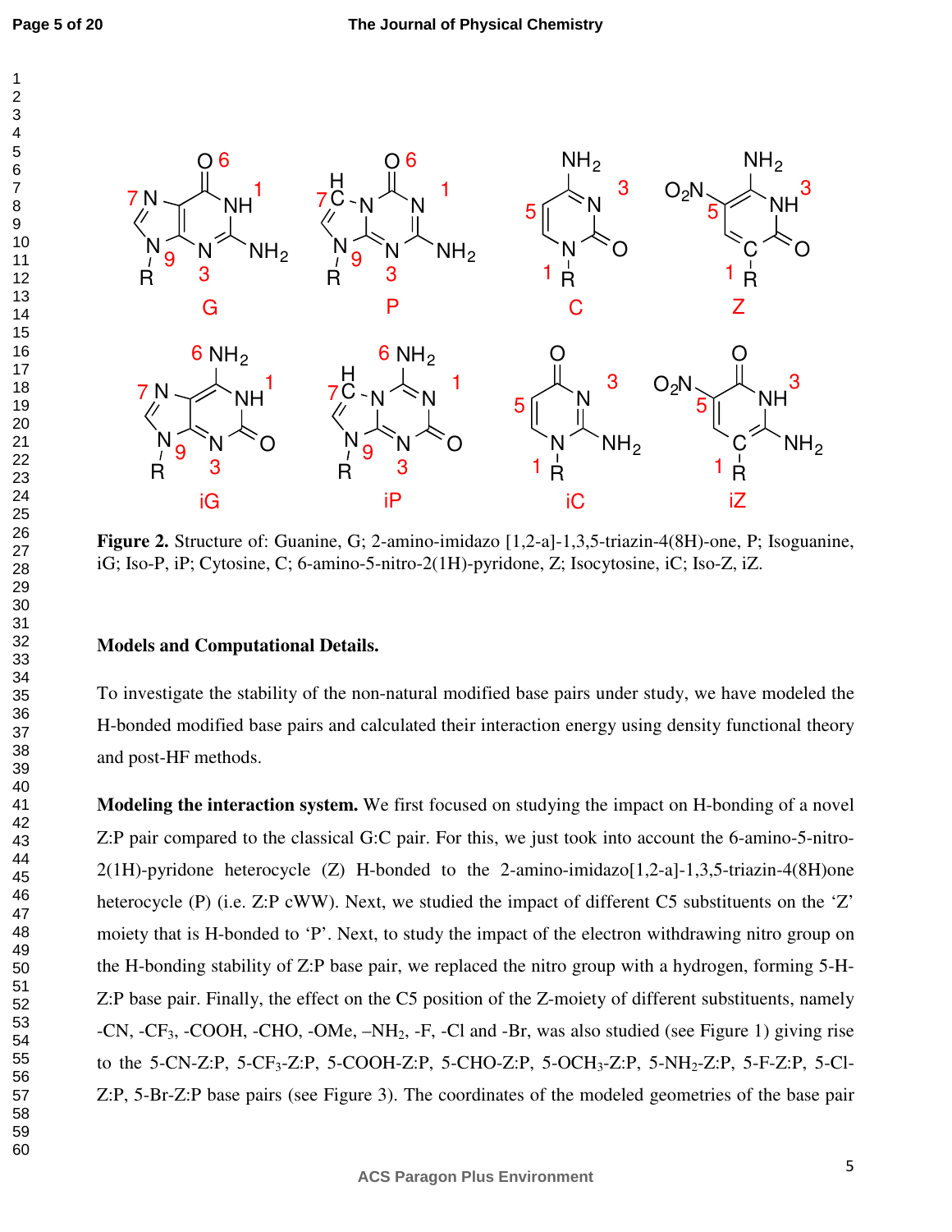**Figure 2.** Structure of: Guanine, G; 2-amino-imidazo [1,2-a]-1,3,5-triazin-4(8H)-one, P; Isoguanine, iG; Iso-P, iP; Cytosine, C; 6-amino-5-nitro-2(1H)-pyridone, Z; Isocytosine, iC; Iso-Z, iZ.

## Models and Computational Details.

To investigate the stability of the non-natural modified base pairs under study, we have modeled the H-bonded modified base pairs and calculated their interaction energy using density functional theory and post-HF methods.

**Modeling the interaction system.** We first focused on studying the impact on H-bonding of a novel Z:P pair compared to the classical G:C pair. For this, we just took into account the 6-amino-5-nitro-2(1H)-pyridone heterocycle (Z) H-bonded to the 2-amino-imidazo[1,2-a]-1,3,5-triazin-4(8H)one heterocycle (P) (i.e. Z:P cWW). Next, we studied the impact of different C5 substituents on the 'Z' moiety that is H-bonded to 'P'. Next, to study the impact of the electron withdrawing nitro group on the H-bonding stability of Z:P base pair, we replaced the nitro group with a hydrogen, forming 5-H-Z:P base pair. Finally, the effect on the C5 position of the Z-moiety of different substituents, namely -CN, $-CF_3$, -COOH, -CHO, -OMe, $-NH_2$, -F, -Cl and -Br, was also studied (see Figure 1) giving rise to the 5-CN-Z:P, 5-$CF_3$-Z:P, 5-COOH-Z:P, 5-CHO-Z:P, 5-$OCH_3$-Z:P, 5-$NH_2$-Z:P, 5-F-Z:P, 5-Cl-Z:P, 5-Br-Z:P base pairs (see Figure 3). The coordinates of the modeled geometries of the base pair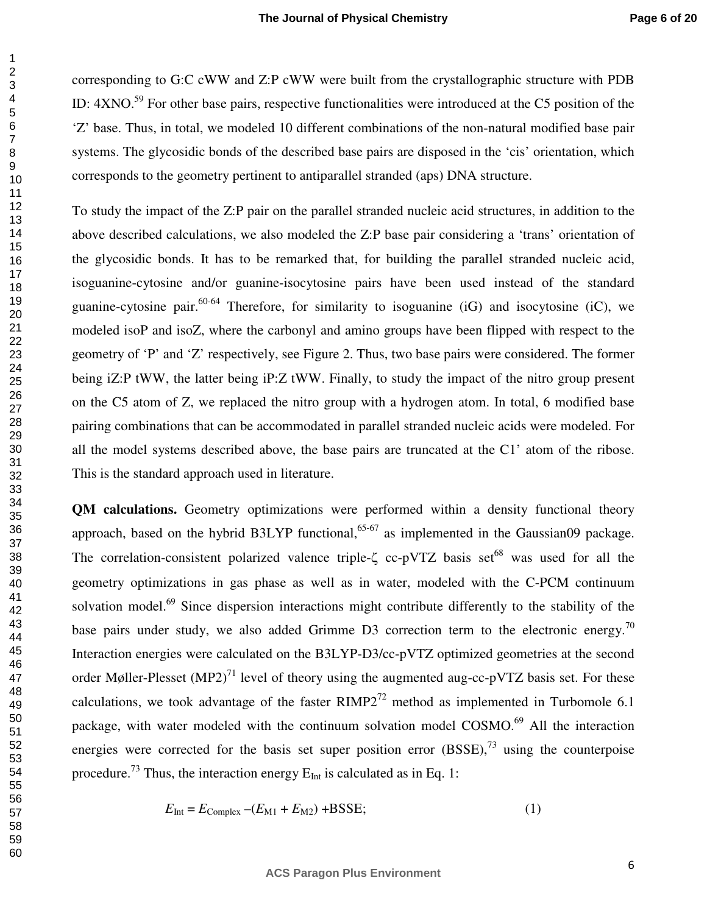corresponding to G:C cWW and Z:P cWW were built from the crystallographic structure with PDB ID: 4XNO.[59] For other base pairs, respective functionalities were introduced at the C5 position of the 'Z' base. Thus, in total, we modeled 10 different combinations of the non-natural modified base pair systems. The glycosidic bonds of the described base pairs are disposed in the 'cis' orientation, which corresponds to the geometry pertinent to antiparallel stranded (aps) DNA structure.

To study the impact of the Z:P pair on the parallel stranded nucleic acid structures, in addition to the above described calculations, we also modeled the Z:P base pair considering a 'trans' orientation of the glycosidic bonds. It has to be remarked that, for building the parallel stranded nucleic acid, isoguanine-cytosine and/or guanine-isocytosine pairs have been used instead of the standard guanine-cytosine pair.[60-64] Therefore, for similarity to isoguanine (iG) and isocytosine (iC), we modeled isoP and isoZ, where the carbonyl and amino groups have been flipped with respect to the geometry of 'P' and 'Z' respectively, see Figure 2. Thus, two base pairs were considered. The former being iZ:P tWW, the latter being iP:Z tWW. Finally, to study the impact of the nitro group present on the C5 atom of Z, we replaced the nitro group with a hydrogen atom. In total, 6 modified base pairing combinations that can be accommodated in parallel stranded nucleic acids were modeled. For all the model systems described above, the base pairs are truncated at the C1' atom of the ribose. This is the standard approach used in literature.

**QM calculations.** Geometry optimizations were performed within a density functional theory approach, based on the hybrid B3LYP functional,[65-67] as implemented in the Gaussian09 package. The correlation-consistent polarized valence triple-ζ cc-pVTZ basis set[68] was used for all the geometry optimizations in gas phase as well as in water, modeled with the C-PCM continuum solvation model.[69] Since dispersion interactions might contribute differently to the stability of the base pairs under study, we also added Grimme D3 correction term to the electronic energy.[70] Interaction energies were calculated on the B3LYP-D3/cc-pVTZ optimized geometries at the second order Møller-Plesset (MP2)[71] level of theory using the augmented aug-cc-pVTZ basis set. For these calculations, we took advantage of the faster RIMP2[72] method as implemented in Turbomole 6.1 package, with water modeled with the continuum solvation model COSMO.[69] All the interaction energies were corrected for the basis set super position error (BSSE),[73] using the counterpoise procedure.[73] Thus, the interaction energy $E_{\text{Int}}$ is calculated as in Eq. 1:

$$E_{\text{Int}} = E_{\text{Complex}} - (E_{\text{M1}} + E_{\text{M2}}) + \text{BSSE}; \qquad (1)$$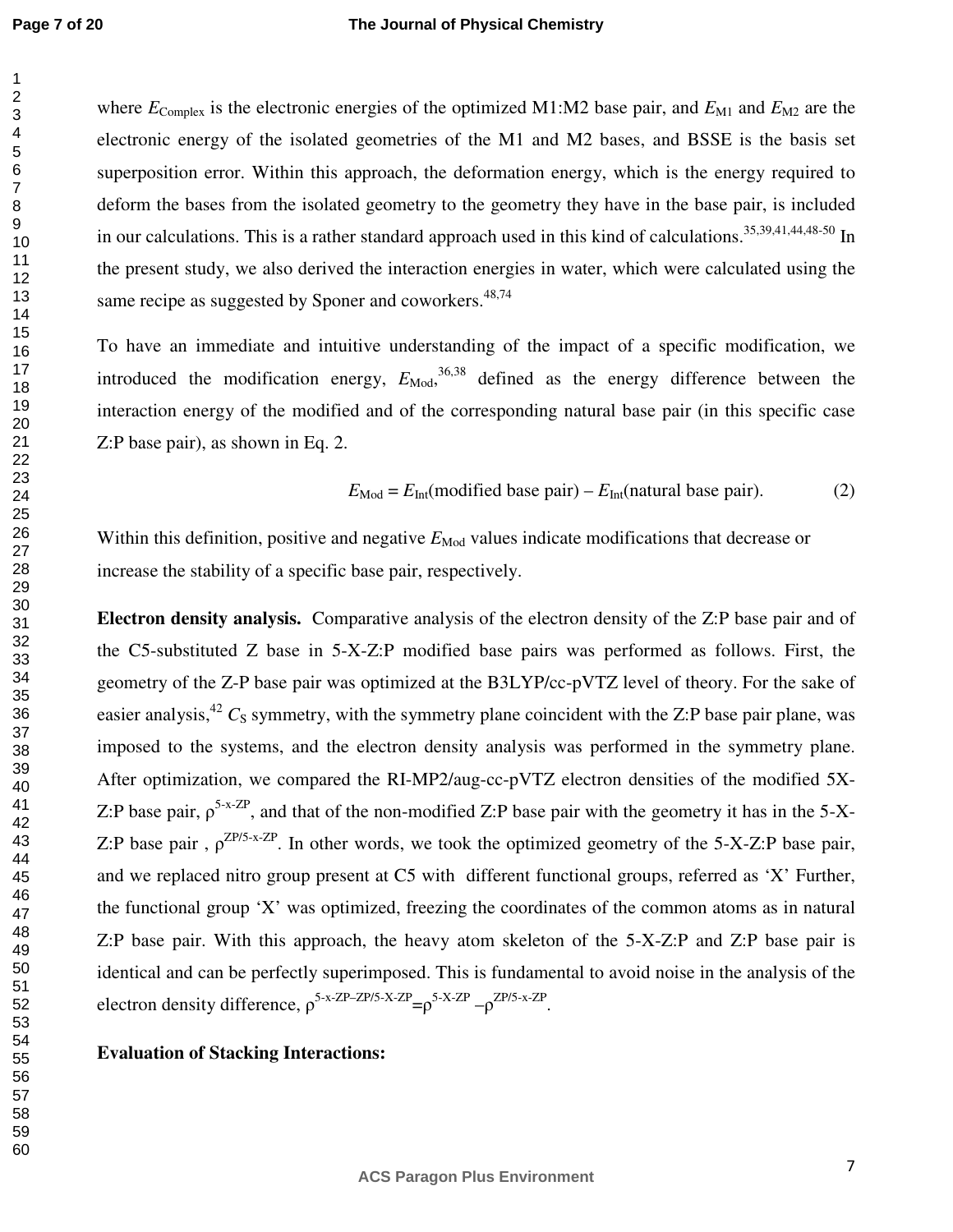where $E_{Complex}$ is the electronic energies of the optimized M1:M2 base pair, and $E_{M1}$ and $E_{M2}$ are the electronic energy of the isolated geometries of the M1 and M2 bases, and BSSE is the basis set superposition error. Within this approach, the deformation energy, which is the energy required to deform the bases from the isolated geometry to the geometry they have in the base pair, is included in our calculations. This is a rather standard approach used in this kind of calculations.[35,39,41,44,48-50] In the present study, we also derived the interaction energies in water, which were calculated using the same recipe as suggested by Sponer and coworkers.[48,74]

To have an immediate and intuitive understanding of the impact of a specific modification, we introduced the modification energy, $E_{Mod}$,[36,38] defined as the energy difference between the interaction energy of the modified and of the corresponding natural base pair (in this specific case Z:P base pair), as shown in Eq. 2.

$$E_{Mod} = E_{Int}(\text{modified base pair}) - E_{Int}(\text{natural base pair}). \quad (2)$$

Within this definition, positive and negative $E_{Mod}$ values indicate modifications that decrease or increase the stability of a specific base pair, respectively.

**Electron density analysis.** Comparative analysis of the electron density of the Z:P base pair and of the C5-substituted Z base in 5-X-Z:P modified base pairs was performed as follows. First, the geometry of the Z-P base pair was optimized at the B3LYP/cc-pVTZ level of theory. For the sake of easier analysis,[42] $C_S$ symmetry, with the symmetry plane coincident with the Z:P base pair plane, was imposed to the systems, and the electron density analysis was performed in the symmetry plane. After optimization, we compared the RI-MP2/aug-cc-pVTZ electron densities of the modified 5X-Z:P base pair, $\rho^{5\text{-x-ZP}}$, and that of the non-modified Z:P base pair with the geometry it has in the 5-X-Z:P base pair , $\rho^{ZP/5\text{-x-ZP}}$. In other words, we took the optimized geometry of the 5-X-Z:P base pair, and we replaced nitro group present at C5 with different functional groups, referred as 'X' Further, the functional group 'X' was optimized, freezing the coordinates of the common atoms as in natural Z:P base pair. With this approach, the heavy atom skeleton of the 5-X-Z:P and Z:P base pair is identical and can be perfectly superimposed. This is fundamental to avoid noise in the analysis of the electron density difference, $\rho^{5\text{-x-ZP}-ZP/5\text{-X-ZP}}=\rho^{5\text{-X-ZP}} - \rho^{ZP/5\text{-x-ZP}}$.

**Evaluation of Stacking Interactions:**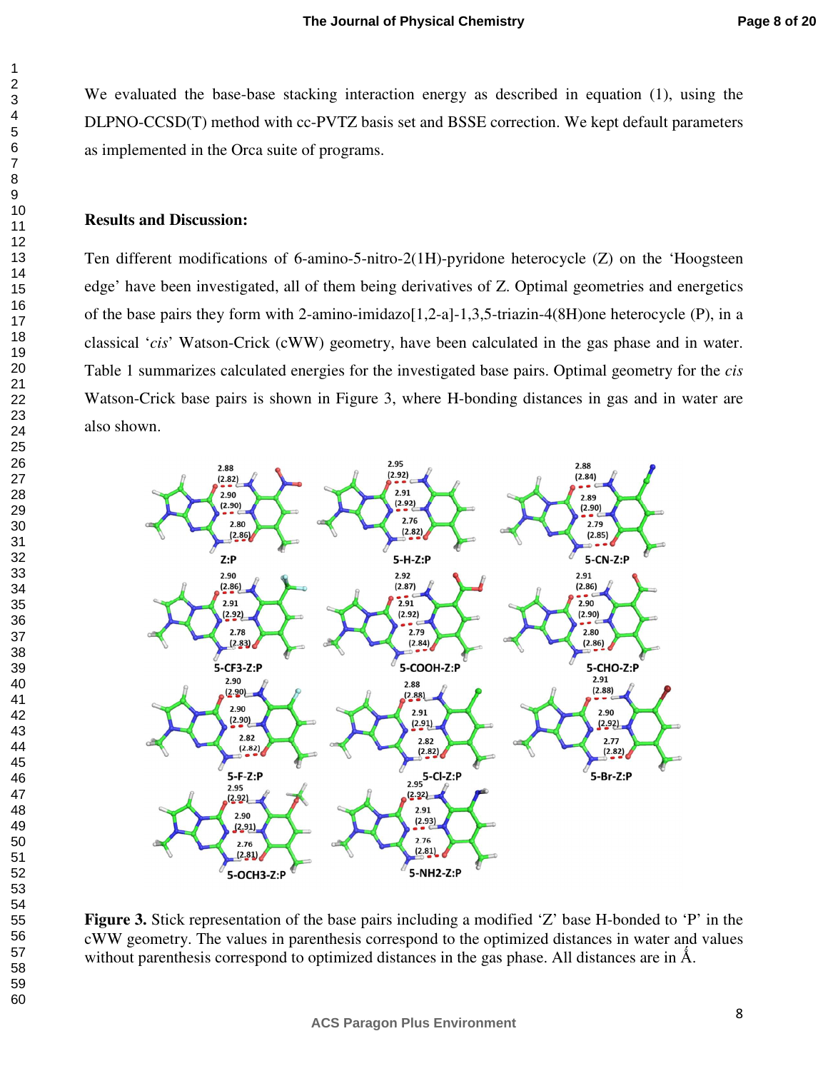We evaluated the base-base stacking interaction energy as described in equation (1), using the DLPNO-CCSD(T) method with cc-PVTZ basis set and BSSE correction. We kept default parameters as implemented in the Orca suite of programs.

**Results and Discussion:**

Ten different modifications of 6-amino-5-nitro-2(1H)-pyridone heterocycle (Z) on the 'Hoogsteen edge' have been investigated, all of them being derivatives of Z. Optimal geometries and energetics of the base pairs they form with 2-amino-imidazo[1,2-a]-1,3,5-triazin-4(8H)one heterocycle (P), in a classical '*cis*' Watson-Crick (cWW) geometry, have been calculated in the gas phase and in water. Table 1 summarizes calculated energies for the investigated base pairs. Optimal geometry for the *cis* Watson-Crick base pairs is shown in Figure 3, where H-bonding distances in gas and in water are also shown.

**Figure 3.** Stick representation of the base pairs including a modified 'Z' base H-bonded to 'P' in the cWW geometry. The values in parenthesis correspond to the optimized distances in water and values without parenthesis correspond to optimized distances in the gas phase. All distances are in Å.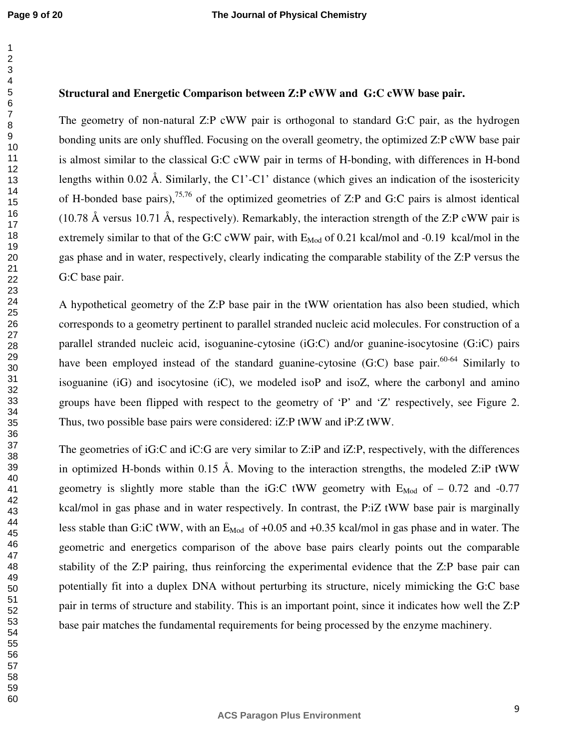**Structural and Energetic Comparison between Z:P cWW and G:C cWW base pair.**

The geometry of non-natural Z:P cWW pair is orthogonal to standard G:C pair, as the hydrogen bonding units are only shuffled. Focusing on the overall geometry, the optimized Z:P cWW base pair is almost similar to the classical G:C cWW pair in terms of H-bonding, with differences in H-bond lengths within 0.02 Å. Similarly, the C1'-C1' distance (which gives an indication of the isostericity of H-bonded base pairs),[75,76] of the optimized geometries of Z:P and G:C pairs is almost identical (10.78 Å versus 10.71 Å, respectively). Remarkably, the interaction strength of the Z:P cWW pair is extremely similar to that of the G:C cWW pair, with $E_{Mod}$ of 0.21 kcal/mol and -0.19 kcal/mol in the gas phase and in water, respectively, clearly indicating the comparable stability of the Z:P versus the G:C base pair.

A hypothetical geometry of the Z:P base pair in the tWW orientation has also been studied, which corresponds to a geometry pertinent to parallel stranded nucleic acid molecules. For construction of a parallel stranded nucleic acid, isoguanine-cytosine (iG:C) and/or guanine-isocytosine (G:iC) pairs have been employed instead of the standard guanine-cytosine (G:C) base pair.[60-64] Similarly to isoguanine (iG) and isocytosine (iC), we modeled isoP and isoZ, where the carbonyl and amino groups have been flipped with respect to the geometry of 'P' and 'Z' respectively, see Figure 2. Thus, two possible base pairs were considered: iZ:P tWW and iP:Z tWW.

The geometries of iG:C and iC:G are very similar to Z:iP and iZ:P, respectively, with the differences in optimized H-bonds within 0.15 Å. Moving to the interaction strengths, the modeled Z:iP tWW geometry is slightly more stable than the iG:C tWW geometry with $E_{Mod}$ of – 0.72 and -0.77 kcal/mol in gas phase and in water respectively. In contrast, the P:iZ tWW base pair is marginally less stable than G:iC tWW, with an $E_{Mod}$ of +0.05 and +0.35 kcal/mol in gas phase and in water. The geometric and energetics comparison of the above base pairs clearly points out the comparable stability of the Z:P pairing, thus reinforcing the experimental evidence that the Z:P base pair can potentially fit into a duplex DNA without perturbing its structure, nicely mimicking the G:C base pair in terms of structure and stability. This is an important point, since it indicates how well the Z:P base pair matches the fundamental requirements for being processed by the enzyme machinery.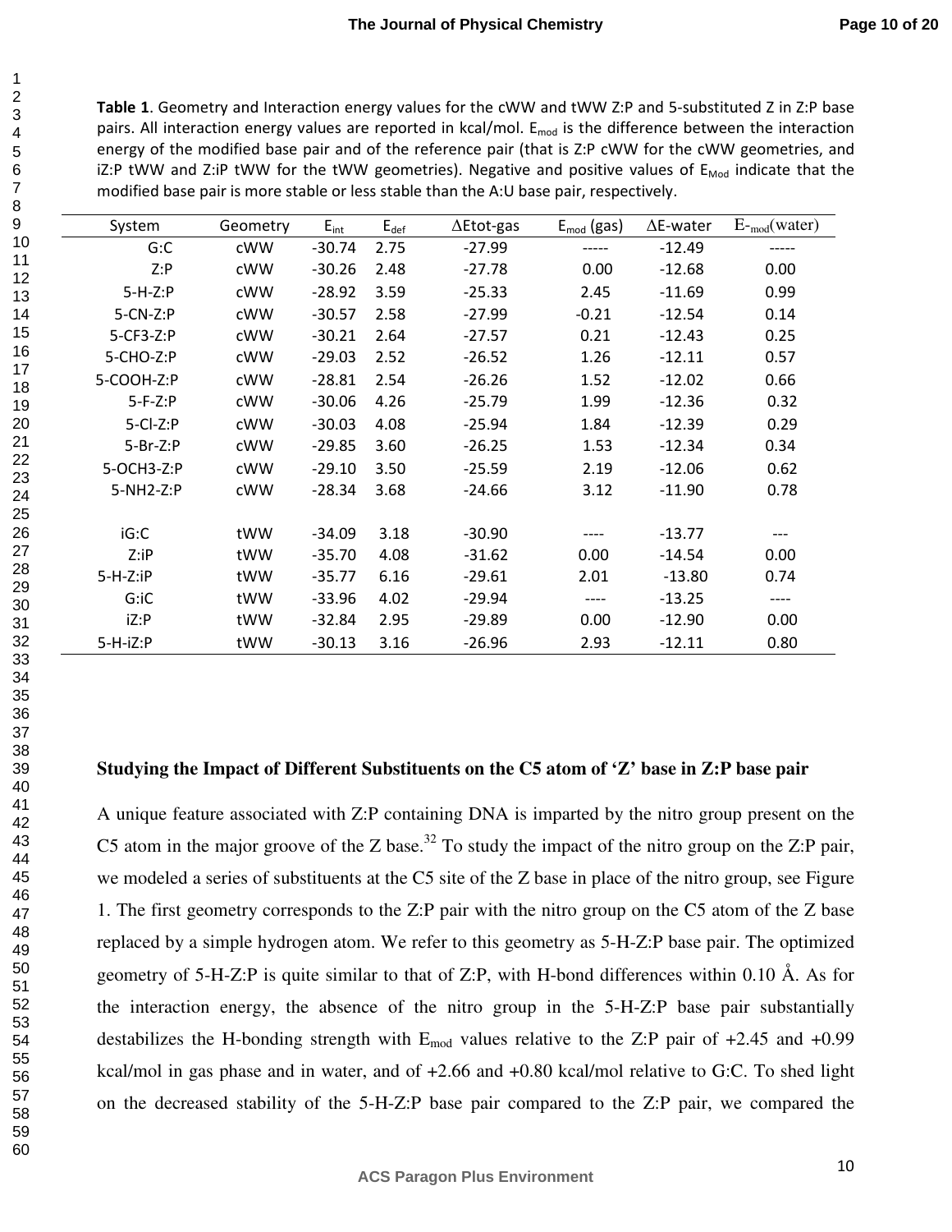**Table 1**. Geometry and Interaction energy values for the cWW and tWW Z:P and 5-substituted Z in Z:P base pairs. All interaction energy values are reported in kcal/mol. $E_{mod}$ is the difference between the interaction energy of the modified base pair and of the reference pair (that is Z:P cWW for the cWW geometries, and iZ:P tWW and Z:iP tWW for the tWW geometries). Negative and positive values of $E_{Mod}$ indicate that the modified base pair is more stable or less stable than the A:U base pair, respectively.

| System | Geometry | $E_{int}$ | $E_{def}$ | ΔEtot-gas | $E_{mod}$ (gas) | ΔE-water | $E_{mod}$(water) |
|---|---|---|---|---|---|---|---|
| G:C | cWW | -30.74 | 2.75 | -27.99 | ----- | -12.49 | ----- |
| Z:P | cWW | -30.26 | 2.48 | -27.78 | 0.00 | -12.68 | 0.00 |
| 5-H-Z:P | cWW | -28.92 | 3.59 | -25.33 | 2.45 | -11.69 | 0.99 |
| 5-CN-Z:P | cWW | -30.57 | 2.58 | -27.99 | -0.21 | -12.54 | 0.14 |
| 5-CF3-Z:P | cWW | -30.21 | 2.64 | -27.57 | 0.21 | -12.43 | 0.25 |
| 5-CHO-Z:P | cWW | -29.03 | 2.52 | -26.52 | 1.26 | -12.11 | 0.57 |
| 5-COOH-Z:P | cWW | -28.81 | 2.54 | -26.26 | 1.52 | -12.02 | 0.66 |
| 5-F-Z:P | cWW | -30.06 | 4.26 | -25.79 | 1.99 | -12.36 | 0.32 |
| 5-Cl-Z:P | cWW | -30.03 | 4.08 | -25.94 | 1.84 | -12.39 | 0.29 |
| 5-Br-Z:P | cWW | -29.85 | 3.60 | -26.25 | 1.53 | -12.34 | 0.34 |
| 5-OCH3-Z:P | cWW | -29.10 | 3.50 | -25.59 | 2.19 | -12.06 | 0.62 |
| 5-NH2-Z:P | cWW | -28.34 | 3.68 | -24.66 | 3.12 | -11.90 | 0.78 |
| iG:C | tWW | -34.09 | 3.18 | -30.90 | ---- | -13.77 | --- |
| Z:iP | tWW | -35.70 | 4.08 | -31.62 | 0.00 | -14.54 | 0.00 |
| 5-H-Z:iP | tWW | -35.77 | 6.16 | -29.61 | 2.01 | -13.80 | 0.74 |
| G:iC | tWW | -33.96 | 4.02 | -29.94 | ---- | -13.25 | ---- |
| iZ:P | tWW | -32.84 | 2.95 | -29.89 | 0.00 | -12.90 | 0.00 |
| 5-H-iZ:P | tWW | -30.13 | 3.16 | -26.96 | 2.93 | -12.11 | 0.80 |

### Studying the Impact of Different Substituents on the C5 atom of 'Z' base in Z:P base pair

A unique feature associated with Z:P containing DNA is imparted by the nitro group present on the C5 atom in the major groove of the Z base.[32] To study the impact of the nitro group on the Z:P pair, we modeled a series of substituents at the C5 site of the Z base in place of the nitro group, see Figure 1. The first geometry corresponds to the Z:P pair with the nitro group on the C5 atom of the Z base replaced by a simple hydrogen atom. We refer to this geometry as 5-H-Z:P base pair. The optimized geometry of 5-H-Z:P is quite similar to that of Z:P, with H-bond differences within 0.10 Å. As for the interaction energy, the absence of the nitro group in the 5-H-Z:P base pair substantially destabilizes the H-bonding strength with $E_{mod}$ values relative to the Z:P pair of +2.45 and +0.99 kcal/mol in gas phase and in water, and of +2.66 and +0.80 kcal/mol relative to G:C. To shed light on the decreased stability of the 5-H-Z:P base pair compared to the Z:P pair, we compared the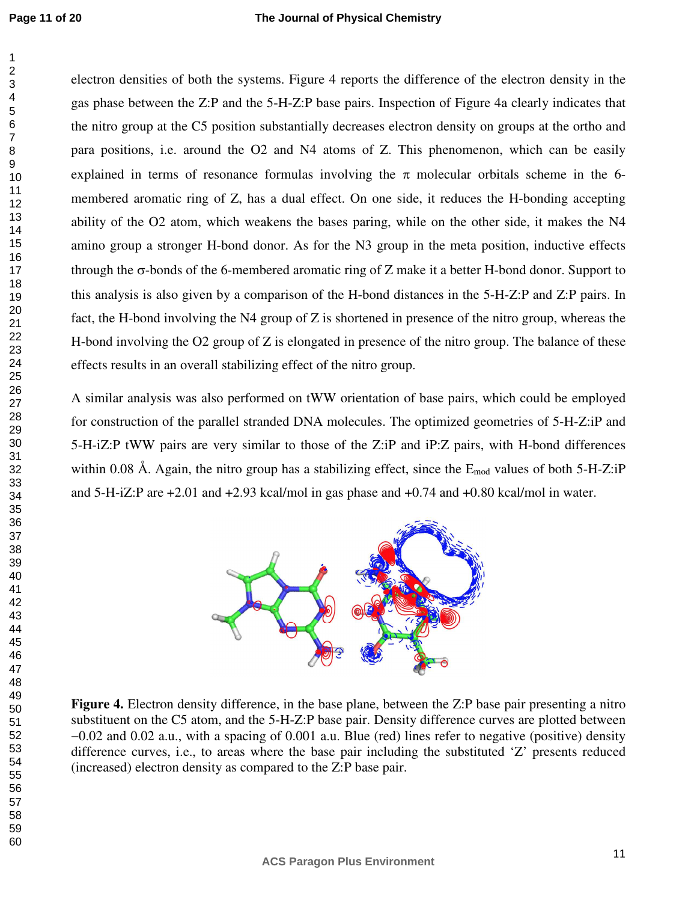electron densities of both the systems. Figure 4 reports the difference of the electron density in the gas phase between the Z:P and the 5-H-Z:P base pairs. Inspection of Figure 4a clearly indicates that the nitro group at the C5 position substantially decreases electron density on groups at the ortho and para positions, i.e. around the O2 and N4 atoms of Z. This phenomenon, which can be easily explained in terms of resonance formulas involving the π molecular orbitals scheme in the 6-membered aromatic ring of Z, has a dual effect. On one side, it reduces the H-bonding accepting ability of the O2 atom, which weakens the bases paring, while on the other side, it makes the N4 amino group a stronger H-bond donor. As for the N3 group in the meta position, inductive effects through the σ-bonds of the 6-membered aromatic ring of Z make it a better H-bond donor. Support to this analysis is also given by a comparison of the H-bond distances in the 5-H-Z:P and Z:P pairs. In fact, the H-bond involving the N4 group of Z is shortened in presence of the nitro group, whereas the H-bond involving the O2 group of Z is elongated in presence of the nitro group. The balance of these effects results in an overall stabilizing effect of the nitro group.

A similar analysis was also performed on tWW orientation of base pairs, which could be employed for construction of the parallel stranded DNA molecules. The optimized geometries of 5-H-Z:iP and 5-H-iZ:P tWW pairs are very similar to those of the Z:iP and iP:Z pairs, with H-bond differences within 0.08 Å. Again, the nitro group has a stabilizing effect, since the $E_{mod}$ values of both 5-H-Z:iP and 5-H-iZ:P are +2.01 and +2.93 kcal/mol in gas phase and +0.74 and +0.80 kcal/mol in water.

**Figure 4.** Electron density difference, in the base plane, between the Z:P base pair presenting a nitro substituent on the C5 atom, and the 5-H-Z:P base pair. Density difference curves are plotted between −0.02 and 0.02 a.u., with a spacing of 0.001 a.u. Blue (red) lines refer to negative (positive) density difference curves, i.e., to areas where the base pair including the substituted 'Z' presents reduced (increased) electron density as compared to the Z:P base pair.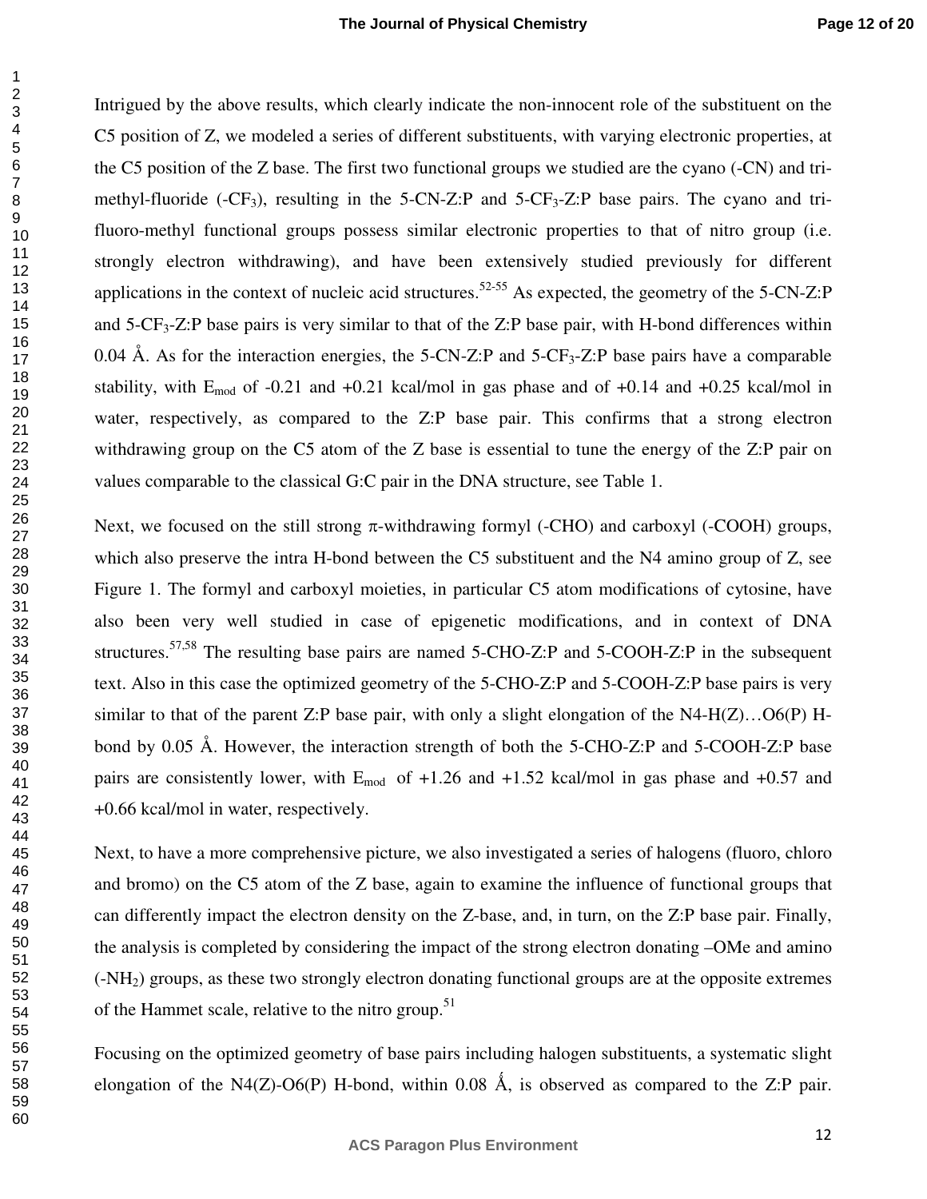Intrigued by the above results, which clearly indicate the non-innocent role of the substituent on the C5 position of Z, we modeled a series of different substituents, with varying electronic properties, at the C5 position of the Z base. The first two functional groups we studied are the cyano (-CN) and tri-methyl-fluoride (-$CF_3$), resulting in the 5-CN-Z:P and 5-$CF_3$-Z:P base pairs. The cyano and tri-fluoro-methyl functional groups possess similar electronic properties to that of nitro group (i.e. strongly electron withdrawing), and have been extensively studied previously for different applications in the context of nucleic acid structures.[52-55] As expected, the geometry of the 5-CN-Z:P and 5-$CF_3$-Z:P base pairs is very similar to that of the Z:P base pair, with H-bond differences within 0.04 Å. As for the interaction energies, the 5-CN-Z:P and 5-$CF_3$-Z:P base pairs have a comparable stability, with $E_{mod}$ of -0.21 and +0.21 kcal/mol in gas phase and of +0.14 and +0.25 kcal/mol in water, respectively, as compared to the Z:P base pair. This confirms that a strong electron withdrawing group on the C5 atom of the Z base is essential to tune the energy of the Z:P pair on values comparable to the classical G:C pair in the DNA structure, see Table 1.

Next, we focused on the still strong π-withdrawing formyl (-CHO) and carboxyl (-COOH) groups, which also preserve the intra H-bond between the C5 substituent and the N4 amino group of Z, see Figure 1. The formyl and carboxyl moieties, in particular C5 atom modifications of cytosine, have also been very well studied in case of epigenetic modifications, and in context of DNA structures.[57,58] The resulting base pairs are named 5-CHO-Z:P and 5-COOH-Z:P in the subsequent text. Also in this case the optimized geometry of the 5-CHO-Z:P and 5-COOH-Z:P base pairs is very similar to that of the parent Z:P base pair, with only a slight elongation of the N4-H(Z)…O6(P) H-bond by 0.05 Å. However, the interaction strength of both the 5-CHO-Z:P and 5-COOH-Z:P base pairs are consistently lower, with $E_{mod}$ of +1.26 and +1.52 kcal/mol in gas phase and +0.57 and +0.66 kcal/mol in water, respectively.

Next, to have a more comprehensive picture, we also investigated a series of halogens (fluoro, chloro and bromo) on the C5 atom of the Z base, again to examine the influence of functional groups that can differently impact the electron density on the Z-base, and, in turn, on the Z:P base pair. Finally, the analysis is completed by considering the impact of the strong electron donating –OMe and amino (-$NH_2$) groups, as these two strongly electron donating functional groups are at the opposite extremes of the Hammet scale, relative to the nitro group.[51]

Focusing on the optimized geometry of base pairs including halogen substituents, a systematic slight elongation of the N4(Z)-O6(P) H-bond, within 0.08 Ǻ, is observed as compared to the Z:P pair.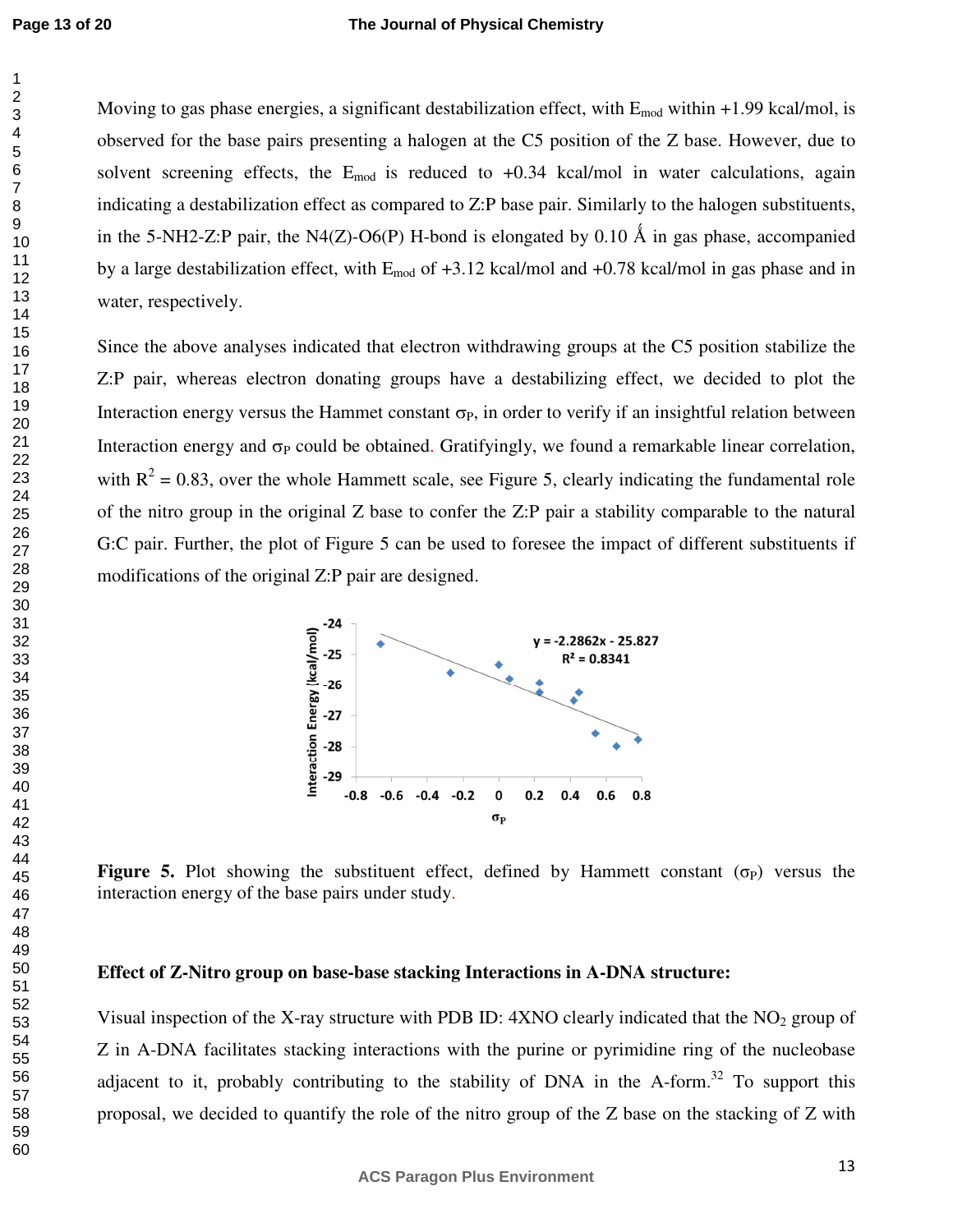Moving to gas phase energies, a significant destabilization effect, with $E_{mod}$ within +1.99 kcal/mol, is observed for the base pairs presenting a halogen at the C5 position of the Z base. However, due to solvent screening effects, the $E_{mod}$ is reduced to +0.34 kcal/mol in water calculations, again indicating a destabilization effect as compared to Z:P base pair. Similarly to the halogen substituents, in the 5-NH2-Z:P pair, the N4(Z)-O6(P) H-bond is elongated by 0.10 Å in gas phase, accompanied by a large destabilization effect, with $E_{mod}$ of +3.12 kcal/mol and +0.78 kcal/mol in gas phase and in water, respectively.

Since the above analyses indicated that electron withdrawing groups at the C5 position stabilize the Z:P pair, whereas electron donating groups have a destabilizing effect, we decided to plot the Interaction energy versus the Hammet constant $\sigma_P$, in order to verify if an insightful relation between Interaction energy and $\sigma_P$ could be obtained. Gratifyingly, we found a remarkable linear correlation, with $R^2 = 0.83$, over the whole Hammett scale, see Figure 5, clearly indicating the fundamental role of the nitro group in the original Z base to confer the Z:P pair a stability comparable to the natural G:C pair. Further, the plot of Figure 5 can be used to foresee the impact of different substituents if modifications of the original Z:P pair are designed.

**Figure 5.** Plot showing the substituent effect, defined by Hammett constant ($\sigma_P$) versus the interaction energy of the base pairs under study.

**Effect of Z-Nitro group on base-base stacking Interactions in A-DNA structure:**

Visual inspection of the X-ray structure with PDB ID: 4XNO clearly indicated that the $NO_2$ group of Z in A-DNA facilitates stacking interactions with the purine or pyrimidine ring of the nucleobase adjacent to it, probably contributing to the stability of DNA in the A-form.[32] To support this proposal, we decided to quantify the role of the nitro group of the Z base on the stacking of Z with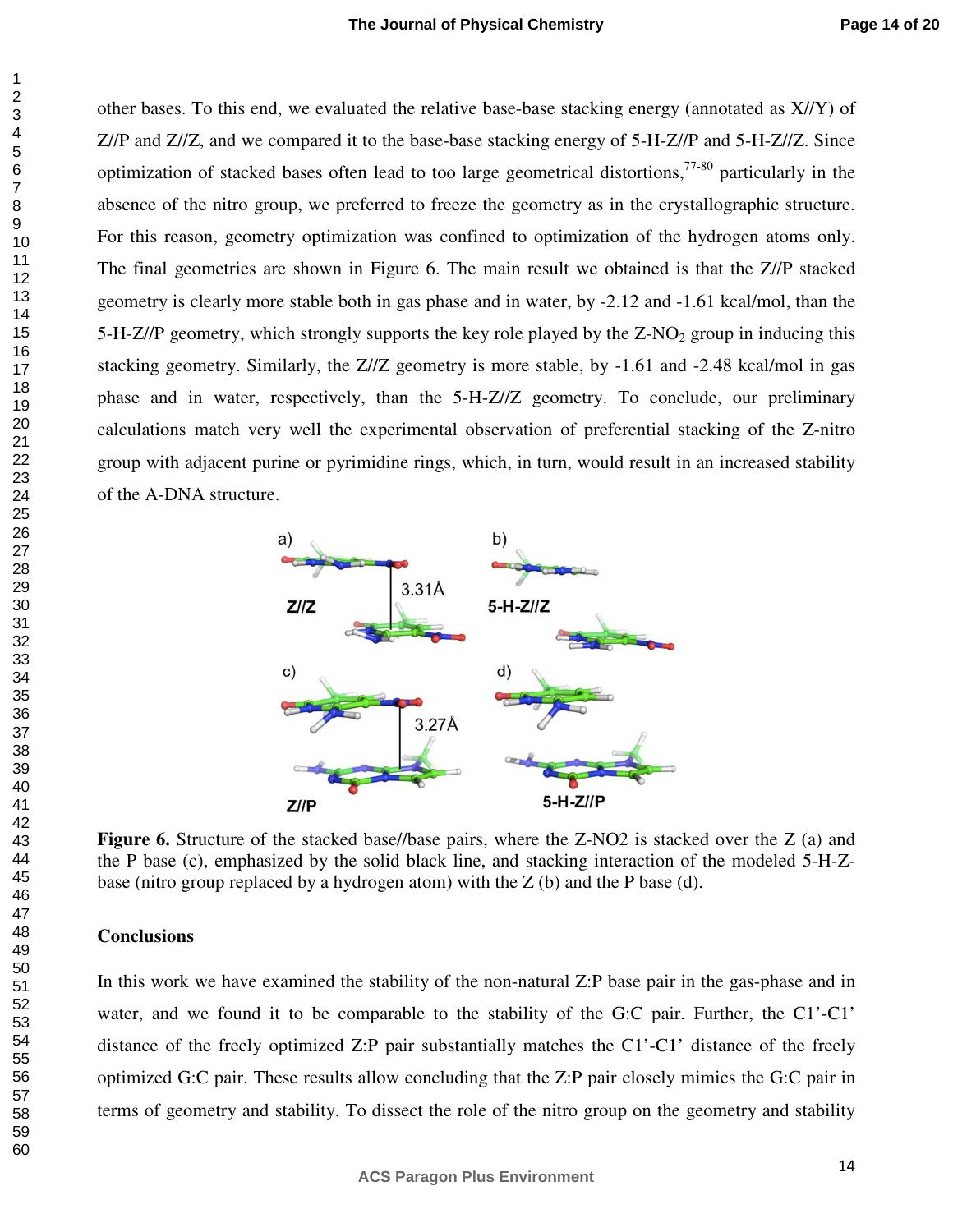other bases. To this end, we evaluated the relative base-base stacking energy (annotated as X//Y) of Z//P and Z//Z, and we compared it to the base-base stacking energy of 5-H-Z//P and 5-H-Z//Z. Since optimization of stacked bases often lead to too large geometrical distortions,[77-80] particularly in the absence of the nitro group, we preferred to freeze the geometry as in the crystallographic structure. For this reason, geometry optimization was confined to optimization of the hydrogen atoms only. The final geometries are shown in Figure 6. The main result we obtained is that the Z//P stacked geometry is clearly more stable both in gas phase and in water, by -2.12 and -1.61 kcal/mol, than the 5-H-Z//P geometry, which strongly supports the key role played by the Z-$NO_2$ group in inducing this stacking geometry. Similarly, the Z//Z geometry is more stable, by -1.61 and -2.48 kcal/mol in gas phase and in water, respectively, than the 5-H-Z//Z geometry. To conclude, our preliminary calculations match very well the experimental observation of preferential stacking of the Z-nitro group with adjacent purine or pyrimidine rings, which, in turn, would result in an increased stability of the A-DNA structure.

**Figure 6.** Structure of the stacked base//base pairs, where the Z-NO2 is stacked over the Z (a) and the P base (c), emphasized by the solid black line, and stacking interaction of the modeled 5-H-Z-base (nitro group replaced by a hydrogen atom) with the Z (b) and the P base (d).

## Conclusions

In this work we have examined the stability of the non-natural Z:P base pair in the gas-phase and in water, and we found it to be comparable to the stability of the G:C pair. Further, the C1'-C1' distance of the freely optimized Z:P pair substantially matches the C1'-C1' distance of the freely optimized G:C pair. These results allow concluding that the Z:P pair closely mimics the G:C pair in terms of geometry and stability. To dissect the role of the nitro group on the geometry and stability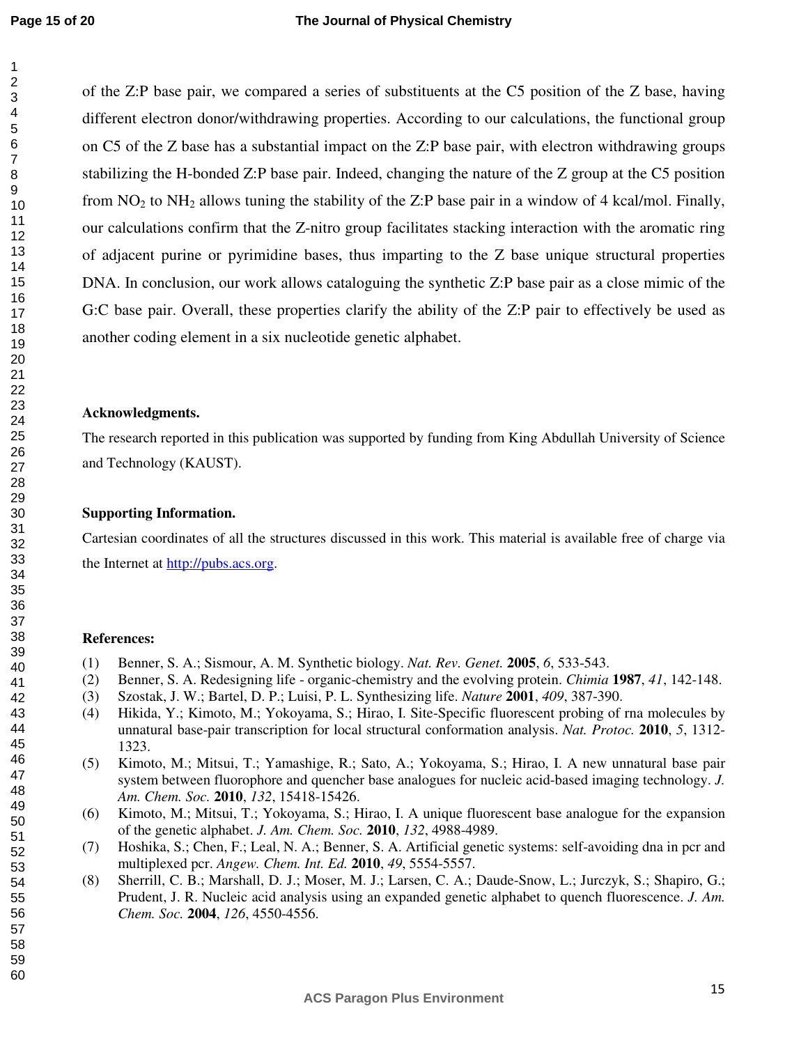of the Z:P base pair, we compared a series of substituents at the C5 position of the Z base, having different electron donor/withdrawing properties. According to our calculations, the functional group on C5 of the Z base has a substantial impact on the Z:P base pair, with electron withdrawing groups stabilizing the H-bonded Z:P base pair. Indeed, changing the nature of the Z group at the C5 position from $NO_2$ to $NH_2$ allows tuning the stability of the Z:P base pair in a window of 4 kcal/mol. Finally, our calculations confirm that the Z-nitro group facilitates stacking interaction with the aromatic ring of adjacent purine or pyrimidine bases, thus imparting to the Z base unique structural properties DNA. In conclusion, our work allows cataloguing the synthetic Z:P base pair as a close mimic of the G:C base pair. Overall, these properties clarify the ability of the Z:P pair to effectively be used as another coding element in a six nucleotide genetic alphabet.

**Acknowledgments.**

The research reported in this publication was supported by funding from King Abdullah University of Science and Technology (KAUST).

**Supporting Information.**

Cartesian coordinates of all the structures discussed in this work. This material is available free of charge via the Internet at http://pubs.acs.org.

**References:**

(1) Benner, S. A.; Sismour, A. M. Synthetic biology. *Nat. Rev. Genet.* **2005**, *6*, 533-543.
(2) Benner, S. A. Redesigning life - organic-chemistry and the evolving protein. *Chimia* **1987**, *41*, 142-148.
(3) Szostak, J. W.; Bartel, D. P.; Luisi, P. L. Synthesizing life. *Nature* **2001**, *409*, 387-390.
(4) Hikida, Y.; Kimoto, M.; Yokoyama, S.; Hirao, I. Site-Specific fluorescent probing of rna molecules by unnatural base-pair transcription for local structural conformation analysis. *Nat. Protoc.* **2010**, *5*, 1312-1323.
(5) Kimoto, M.; Mitsui, T.; Yamashige, R.; Sato, A.; Yokoyama, S.; Hirao, I. A new unnatural base pair system between fluorophore and quencher base analogues for nucleic acid-based imaging technology. *J. Am. Chem. Soc.* **2010**, *132*, 15418-15426.
(6) Kimoto, M.; Mitsui, T.; Yokoyama, S.; Hirao, I. A unique fluorescent base analogue for the expansion of the genetic alphabet. *J. Am. Chem. Soc.* **2010**, *132*, 4988-4989.
(7) Hoshika, S.; Chen, F.; Leal, N. A.; Benner, S. A. Artificial genetic systems: self-avoiding dna in pcr and multiplexed pcr. *Angew. Chem. Int. Ed.* **2010**, *49*, 5554-5557.
(8) Sherrill, C. B.; Marshall, D. J.; Moser, M. J.; Larsen, C. A.; Daude-Snow, L.; Jurczyk, S.; Shapiro, G.; Prudent, J. R. Nucleic acid analysis using an expanded genetic alphabet to quench fluorescence. *J. Am. Chem. Soc.* **2004**, *126*, 4550-4556.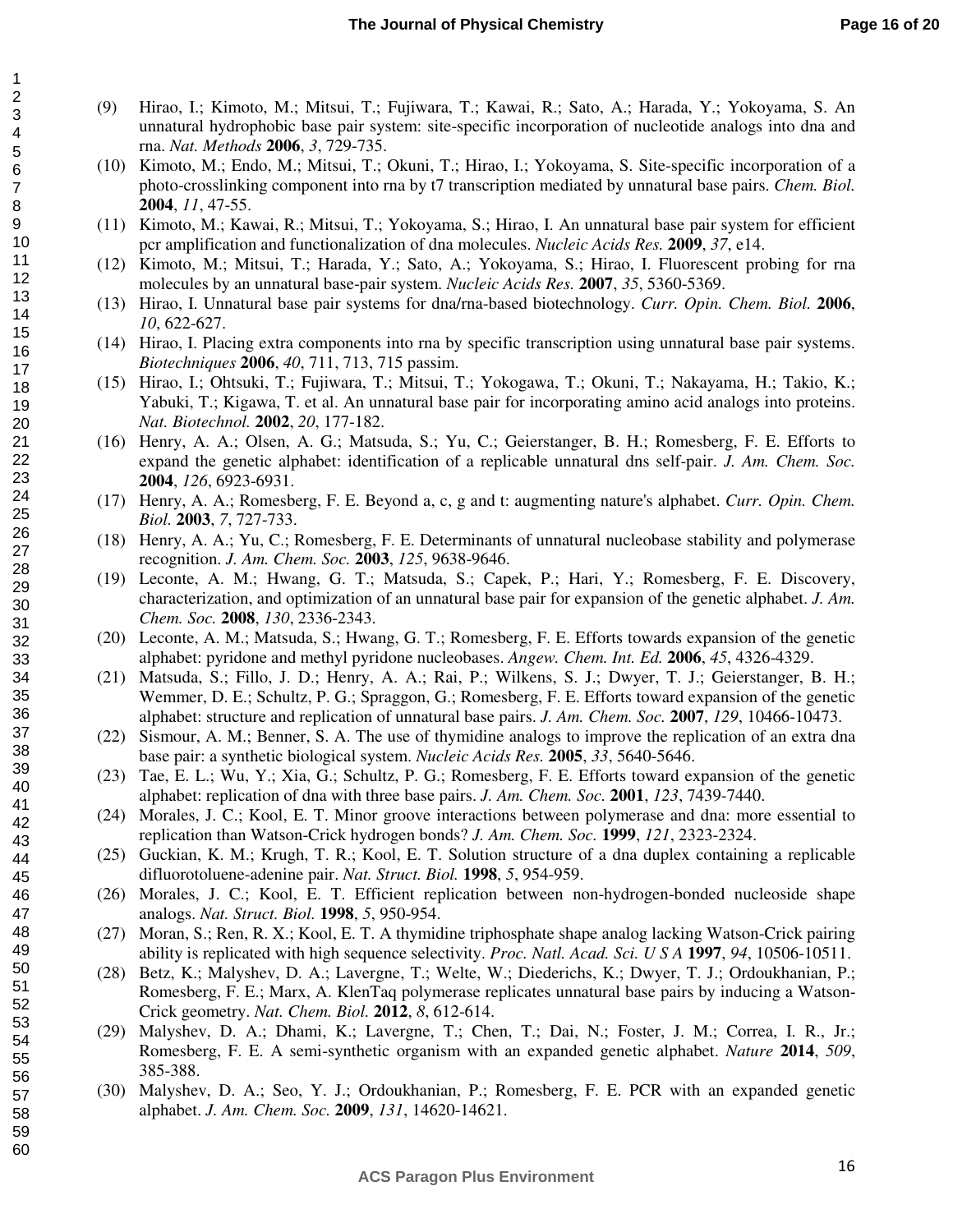(9) Hirao, I.; Kimoto, M.; Mitsui, T.; Fujiwara, T.; Kawai, R.; Sato, A.; Harada, Y.; Yokoyama, S. An unnatural hydrophobic base pair system: site-specific incorporation of nucleotide analogs into dna and rna. *Nat. Methods* **2006**, *3*, 729-735.

(10) Kimoto, M.; Endo, M.; Mitsui, T.; Okuni, T.; Hirao, I.; Yokoyama, S. Site-specific incorporation of a photo-crosslinking component into rna by t7 transcription mediated by unnatural base pairs. *Chem. Biol.* **2004**, *11*, 47-55.

(11) Kimoto, M.; Kawai, R.; Mitsui, T.; Yokoyama, S.; Hirao, I. An unnatural base pair system for efficient pcr amplification and functionalization of dna molecules. *Nucleic Acids Res.* **2009**, *37*, e14.

(12) Kimoto, M.; Mitsui, T.; Harada, Y.; Sato, A.; Yokoyama, S.; Hirao, I. Fluorescent probing for rna molecules by an unnatural base-pair system. *Nucleic Acids Res.* **2007**, *35*, 5360-5369.

(13) Hirao, I. Unnatural base pair systems for dna/rna-based biotechnology. *Curr. Opin. Chem. Biol.* **2006**, *10*, 622-627.

(14) Hirao, I. Placing extra components into rna by specific transcription using unnatural base pair systems. *Biotechniques* **2006**, *40*, 711, 713, 715 passim.

(15) Hirao, I.; Ohtsuki, T.; Fujiwara, T.; Mitsui, T.; Yokogawa, T.; Okuni, T.; Nakayama, H.; Takio, K.; Yabuki, T.; Kigawa, T. et al. An unnatural base pair for incorporating amino acid analogs into proteins. *Nat. Biotechnol.* **2002**, *20*, 177-182.

(16) Henry, A. A.; Olsen, A. G.; Matsuda, S.; Yu, C.; Geierstanger, B. H.; Romesberg, F. E. Efforts to expand the genetic alphabet: identification of a replicable unnatural dns self-pair. *J. Am. Chem. Soc.* **2004**, *126*, 6923-6931.

(17) Henry, A. A.; Romesberg, F. E. Beyond a, c, g and t: augmenting nature's alphabet. *Curr. Opin. Chem. Biol.* **2003**, *7*, 727-733.

(18) Henry, A. A.; Yu, C.; Romesberg, F. E. Determinants of unnatural nucleobase stability and polymerase recognition. *J. Am. Chem. Soc.* **2003**, *125*, 9638-9646.

(19) Leconte, A. M.; Hwang, G. T.; Matsuda, S.; Capek, P.; Hari, Y.; Romesberg, F. E. Discovery, characterization, and optimization of an unnatural base pair for expansion of the genetic alphabet. *J. Am. Chem. Soc.* **2008**, *130*, 2336-2343.

(20) Leconte, A. M.; Matsuda, S.; Hwang, G. T.; Romesberg, F. E. Efforts towards expansion of the genetic alphabet: pyridone and methyl pyridone nucleobases. *Angew. Chem. Int. Ed.* **2006**, *45*, 4326-4329.

(21) Matsuda, S.; Fillo, J. D.; Henry, A. A.; Rai, P.; Wilkens, S. J.; Dwyer, T. J.; Geierstanger, B. H.; Wemmer, D. E.; Schultz, P. G.; Spraggon, G.; Romesberg, F. E. Efforts toward expansion of the genetic alphabet: structure and replication of unnatural base pairs. *J. Am. Chem. Soc.* **2007**, *129*, 10466-10473.

(22) Sismour, A. M.; Benner, S. A. The use of thymidine analogs to improve the replication of an extra dna base pair: a synthetic biological system. *Nucleic Acids Res.* **2005**, *33*, 5640-5646.

(23) Tae, E. L.; Wu, Y.; Xia, G.; Schultz, P. G.; Romesberg, F. E. Efforts toward expansion of the genetic alphabet: replication of dna with three base pairs. *J. Am. Chem. Soc.* **2001**, *123*, 7439-7440.

(24) Morales, J. C.; Kool, E. T. Minor groove interactions between polymerase and dna: more essential to replication than Watson-Crick hydrogen bonds? *J. Am. Chem. Soc*. **1999**, *121*, 2323-2324.

(25) Guckian, K. M.; Krugh, T. R.; Kool, E. T. Solution structure of a dna duplex containing a replicable difluorotoluene-adenine pair. *Nat. Struct. Biol.* **1998**, *5*, 954-959.

(26) Morales, J. C.; Kool, E. T. Efficient replication between non-hydrogen-bonded nucleoside shape analogs. *Nat. Struct. Biol.* **1998**, *5*, 950-954.

(27) Moran, S.; Ren, R. X.; Kool, E. T. A thymidine triphosphate shape analog lacking Watson-Crick pairing ability is replicated with high sequence selectivity. *Proc. Natl. Acad. Sci. U S A* **1997**, *94*, 10506-10511.

(28) Betz, K.; Malyshev, D. A.; Lavergne, T.; Welte, W.; Diederichs, K.; Dwyer, T. J.; Ordoukhanian, P.; Romesberg, F. E.; Marx, A. KlenTaq polymerase replicates unnatural base pairs by inducing a Watson-Crick geometry. *Nat. Chem. Biol.* **2012**, *8*, 612-614.

(29) Malyshev, D. A.; Dhami, K.; Lavergne, T.; Chen, T.; Dai, N.; Foster, J. M.; Correa, I. R., Jr.; Romesberg, F. E. A semi-synthetic organism with an expanded genetic alphabet. *Nature* **2014**, *509*, 385-388.

(30) Malyshev, D. A.; Seo, Y. J.; Ordoukhanian, P.; Romesberg, F. E. PCR with an expanded genetic alphabet. *J. Am. Chem. Soc.* **2009**, *131*, 14620-14621.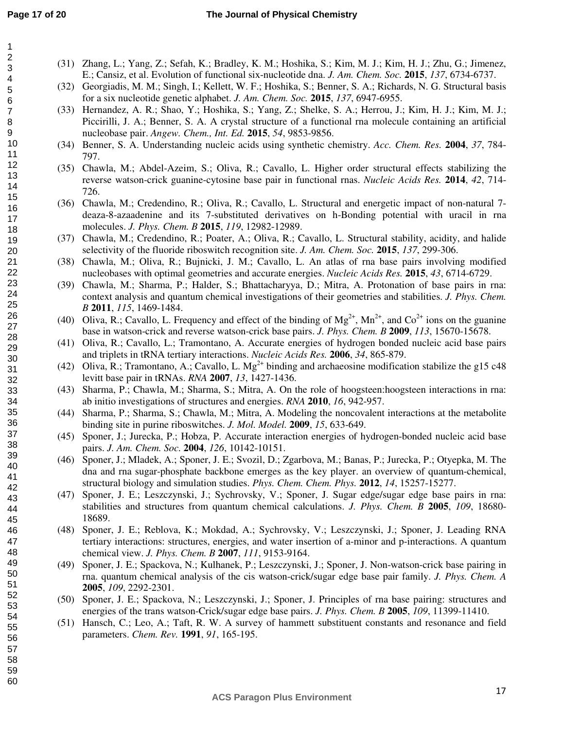(31) Zhang, L.; Yang, Z.; Sefah, K.; Bradley, K. M.; Hoshika, S.; Kim, M. J.; Kim, H. J.; Zhu, G.; Jimenez, E.; Cansiz, et al. Evolution of functional six-nucleotide dna. *J. Am. Chem. Soc.* **2015**, *137*, 6734-6737.

(32) Georgiadis, M. M.; Singh, I.; Kellett, W. F.; Hoshika, S.; Benner, S. A.; Richards, N. G. Structural basis for a six nucleotide genetic alphabet. *J. Am. Chem. Soc.* **2015**, *137*, 6947-6955.

(33) Hernandez, A. R.; Shao, Y.; Hoshika, S.; Yang, Z.; Shelke, S. A.; Herrou, J.; Kim, H. J.; Kim, M. J.; Piccirilli, J. A.; Benner, S. A. A crystal structure of a functional rna molecule containing an artificial nucleobase pair. *Angew. Chem., Int. Ed.* **2015**, *54*, 9853-9856.

(34) Benner, S. A. Understanding nucleic acids using synthetic chemistry. *Acc. Chem. Res.* **2004**, *37*, 784-797.

(35) Chawla, M.; Abdel-Azeim, S.; Oliva, R.; Cavallo, L. Higher order structural effects stabilizing the reverse watson-crick guanine-cytosine base pair in functional rnas. *Nucleic Acids Res.* **2014**, *42*, 714-726.

(36) Chawla, M.; Credendino, R.; Oliva, R.; Cavallo, L. Structural and energetic impact of non-natural 7-deaza-8-azaadenine and its 7-substituted derivatives on h-Bonding potential with uracil in rna molecules. *J. Phys. Chem. B* **2015**, *119*, 12982-12989.

(37) Chawla, M.; Credendino, R.; Poater, A.; Oliva, R.; Cavallo, L. Structural stability, acidity, and halide selectivity of the fluoride riboswitch recognition site. *J. Am. Chem. Soc.* **2015**, *137*, 299-306.

(38) Chawla, M.; Oliva, R.; Bujnicki, J. M.; Cavallo, L. An atlas of rna base pairs involving modified nucleobases with optimal geometries and accurate energies. *Nucleic Acids Res.* **2015**, *43*, 6714-6729.

(39) Chawla, M.; Sharma, P.; Halder, S.; Bhattacharyya, D.; Mitra, A. Protonation of base pairs in rna: context analysis and quantum chemical investigations of their geometries and stabilities. *J. Phys. Chem. B* **2011**, *115*, 1469-1484.

(40) Oliva, R.; Cavallo, L. Frequency and effect of the binding of $Mg^{2+}$, $Mn^{2+}$, and $Co^{2+}$ ions on the guanine base in watson-crick and reverse watson-crick base pairs. *J. Phys. Chem. B* **2009**, *113*, 15670-15678.

(41) Oliva, R.; Cavallo, L.; Tramontano, A. Accurate energies of hydrogen bonded nucleic acid base pairs and triplets in tRNA tertiary interactions. *Nucleic Acids Res.* **2006**, *34*, 865-879.

(42) Oliva, R.; Tramontano, A.; Cavallo, L. $Mg^{2+}$ binding and archaeosine modification stabilize the g15 c48 levitt base pair in tRNAs. *RNA* **2007**, *13*, 1427-1436.

(43) Sharma, P.; Chawla, M.; Sharma, S.; Mitra, A. On the role of hoogsteen:hoogsteen interactions in rna: ab initio investigations of structures and energies. *RNA* **2010**, *16*, 942-957.

(44) Sharma, P.; Sharma, S.; Chawla, M.; Mitra, A. Modeling the noncovalent interactions at the metabolite binding site in purine riboswitches. *J. Mol. Model.* **2009**, *15*, 633-649.

(45) Sponer, J.; Jurecka, P.; Hobza, P. Accurate interaction energies of hydrogen-bonded nucleic acid base pairs. *J. Am. Chem. Soc.* **2004**, *126*, 10142-10151.

(46) Sponer, J.; Mladek, A.; Sponer, J. E.; Svozil, D.; Zgarbova, M.; Banas, P.; Jurecka, P.; Otyepka, M. The dna and rna sugar-phosphate backbone emerges as the key player. an overview of quantum-chemical, structural biology and simulation studies. *Phys. Chem. Chem. Phys.* **2012**, *14*, 15257-15277.

(47) Sponer, J. E.; Leszczynski, J.; Sychrovsky, V.; Sponer, J. Sugar edge/sugar edge base pairs in rna: stabilities and structures from quantum chemical calculations. *J. Phys. Chem. B* **2005**, *109*, 18680-18689.

(48) Sponer, J. E.; Reblova, K.; Mokdad, A.; Sychrovsky, V.; Leszczynski, J.; Sponer, J. Leading RNA tertiary interactions: structures, energies, and water insertion of a-minor and p-interactions. A quantum chemical view. *J. Phys. Chem. B* **2007**, *111*, 9153-9164.

(49) Sponer, J. E.; Spackova, N.; Kulhanek, P.; Leszczynski, J.; Sponer, J. Non-watson-crick base pairing in rna. quantum chemical analysis of the cis watson-crick/sugar edge base pair family. *J. Phys. Chem. A* **2005**, *109*, 2292-2301.

(50) Sponer, J. E.; Spackova, N.; Leszczynski, J.; Sponer, J. Principles of rna base pairing: structures and energies of the trans watson-Crick/sugar edge base pairs. *J. Phys. Chem. B* **2005**, *109*, 11399-11410.

(51) Hansch, C.; Leo, A.; Taft, R. W. A survey of hammett substituent constants and resonance and field parameters. *Chem. Rev.* **1991**, *91*, 165-195.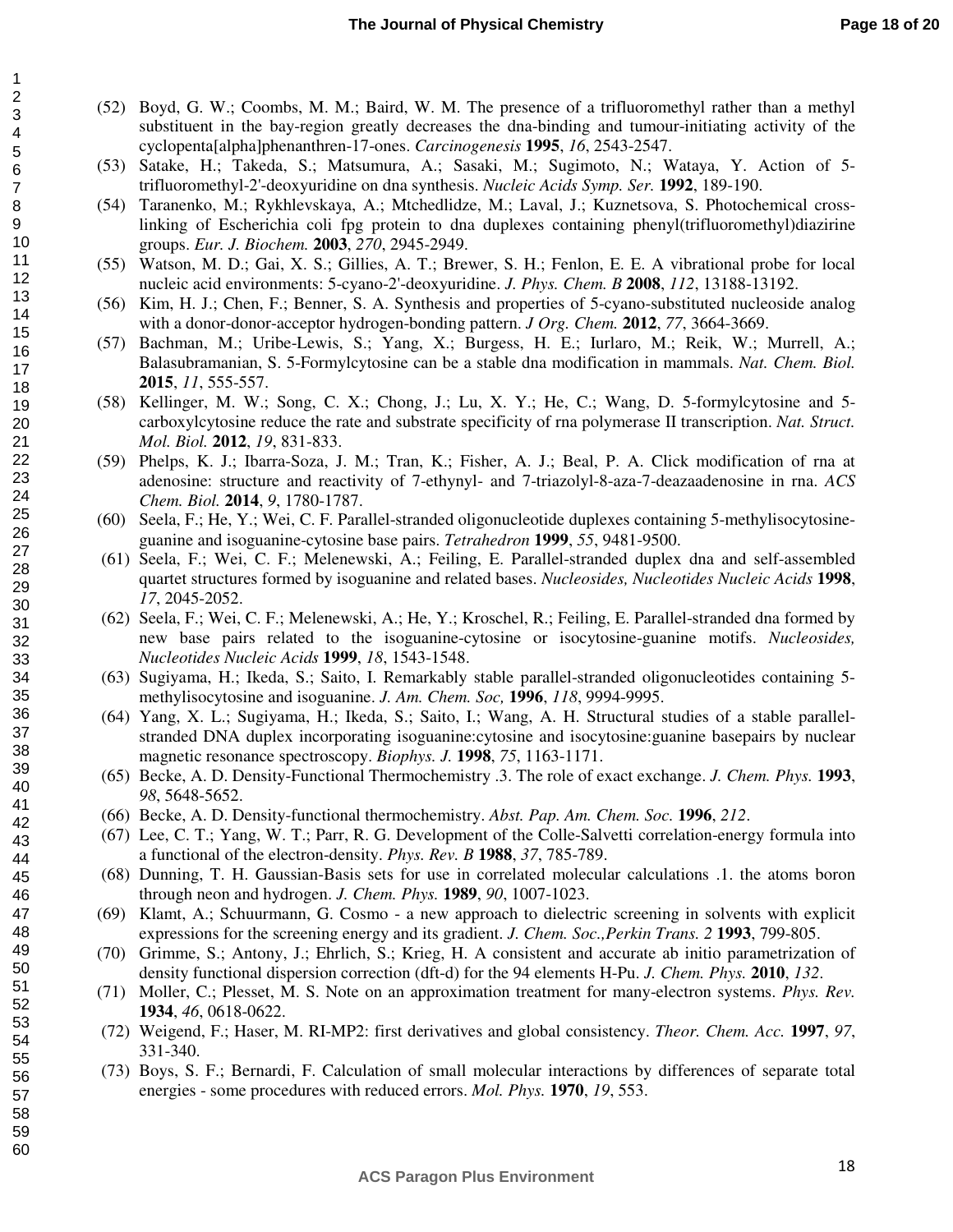(52) Boyd, G. W.; Coombs, M. M.; Baird, W. M. The presence of a trifluoromethyl rather than a methyl substituent in the bay-region greatly decreases the dna-binding and tumour-initiating activity of the cyclopenta[alpha]phenanthren-17-ones. *Carcinogenesis* **1995**, *16*, 2543-2547.

(53) Satake, H.; Takeda, S.; Matsumura, A.; Sasaki, M.; Sugimoto, N.; Wataya, Y. Action of 5-trifluoromethyl-2'-deoxyuridine on dna synthesis. *Nucleic Acids Symp. Ser.* **1992**, 189-190.

(54) Taranenko, M.; Rykhlevskaya, A.; Mtchedlidze, M.; Laval, J.; Kuznetsova, S. Photochemical cross-linking of Escherichia coli fpg protein to dna duplexes containing phenyl(trifluoromethyl)diazirine groups. *Eur. J. Biochem.* **2003**, *270*, 2945-2949.

(55) Watson, M. D.; Gai, X. S.; Gillies, A. T.; Brewer, S. H.; Fenlon, E. E. A vibrational probe for local nucleic acid environments: 5-cyano-2'-deoxyuridine. *J. Phys. Chem. B* **2008**, *112*, 13188-13192.

(56) Kim, H. J.; Chen, F.; Benner, S. A. Synthesis and properties of 5-cyano-substituted nucleoside analog with a donor-donor-acceptor hydrogen-bonding pattern. *J Org. Chem.* **2012**, *77*, 3664-3669.

(57) Bachman, M.; Uribe-Lewis, S.; Yang, X.; Burgess, H. E.; Iurlaro, M.; Reik, W.; Murrell, A.; Balasubramanian, S. 5-Formylcytosine can be a stable dna modification in mammals. *Nat. Chem. Biol.* **2015**, *11*, 555-557.

(58) Kellinger, M. W.; Song, C. X.; Chong, J.; Lu, X. Y.; He, C.; Wang, D. 5-formylcytosine and 5-carboxylcytosine reduce the rate and substrate specificity of rna polymerase II transcription. *Nat. Struct. Mol. Biol.* **2012**, *19*, 831-833.

(59) Phelps, K. J.; Ibarra-Soza, J. M.; Tran, K.; Fisher, A. J.; Beal, P. A. Click modification of rna at adenosine: structure and reactivity of 7-ethynyl- and 7-triazolyl-8-aza-7-deazaadenosine in rna. *ACS Chem. Biol.* **2014**, *9*, 1780-1787.

(60) Seela, F.; He, Y.; Wei, C. F. Parallel-stranded oligonucleotide duplexes containing 5-methylisocytosine-guanine and isoguanine-cytosine base pairs. *Tetrahedron* **1999**, *55*, 9481-9500.

(61) Seela, F.; Wei, C. F.; Melenewski, A.; Feiling, E. Parallel-stranded duplex dna and self-assembled quartet structures formed by isoguanine and related bases. *Nucleosides, Nucleotides Nucleic Acids* **1998**, *17*, 2045-2052.

(62) Seela, F.; Wei, C. F.; Melenewski, A.; He, Y.; Kroschel, R.; Feiling, E. Parallel-stranded dna formed by new base pairs related to the isoguanine-cytosine or isocytosine-guanine motifs. *Nucleosides, Nucleotides Nucleic Acids* **1999**, *18*, 1543-1548.

(63) Sugiyama, H.; Ikeda, S.; Saito, I. Remarkably stable parallel-stranded oligonucleotides containing 5-methylisocytosine and isoguanine. *J. Am. Chem. Soc,* **1996**, *118*, 9994-9995.

(64) Yang, X. L.; Sugiyama, H.; Ikeda, S.; Saito, I.; Wang, A. H. Structural studies of a stable parallel-stranded DNA duplex incorporating isoguanine:cytosine and isocytosine:guanine basepairs by nuclear magnetic resonance spectroscopy. *Biophys. J.* **1998**, *75*, 1163-1171.

(65) Becke, A. D. Density-Functional Thermochemistry .3. The role of exact exchange. *J. Chem. Phys.* **1993**, *98*, 5648-5652.

(66) Becke, A. D. Density-functional thermochemistry. *Abst. Pap. Am. Chem. Soc.* **1996**, *212*.

(67) Lee, C. T.; Yang, W. T.; Parr, R. G. Development of the Colle-Salvetti correlation-energy formula into a functional of the electron-density. *Phys. Rev. B* **1988**, *37*, 785-789.

(68) Dunning, T. H. Gaussian-Basis sets for use in correlated molecular calculations .1. the atoms boron through neon and hydrogen. *J. Chem. Phys.* **1989**, *90*, 1007-1023.

(69) Klamt, A.; Schuurmann, G. Cosmo - a new approach to dielectric screening in solvents with explicit expressions for the screening energy and its gradient. *J. Chem. Soc.,Perkin Trans. 2* **1993**, 799-805.

(70) Grimme, S.; Antony, J.; Ehrlich, S.; Krieg, H. A consistent and accurate ab initio parametrization of density functional dispersion correction (dft-d) for the 94 elements H-Pu. *J. Chem. Phys.* **2010**, *132*.

(71) Moller, C.; Plesset, M. S. Note on an approximation treatment for many-electron systems. *Phys. Rev.* **1934**, *46*, 0618-0622.

(72) Weigend, F.; Haser, M. RI-MP2: first derivatives and global consistency. *Theor. Chem. Acc.* **1997**, *97*, 331-340.

(73) Boys, S. F.; Bernardi, F. Calculation of small molecular interactions by differences of separate total energies - some procedures with reduced errors. *Mol. Phys.* **1970**, *19*, 553.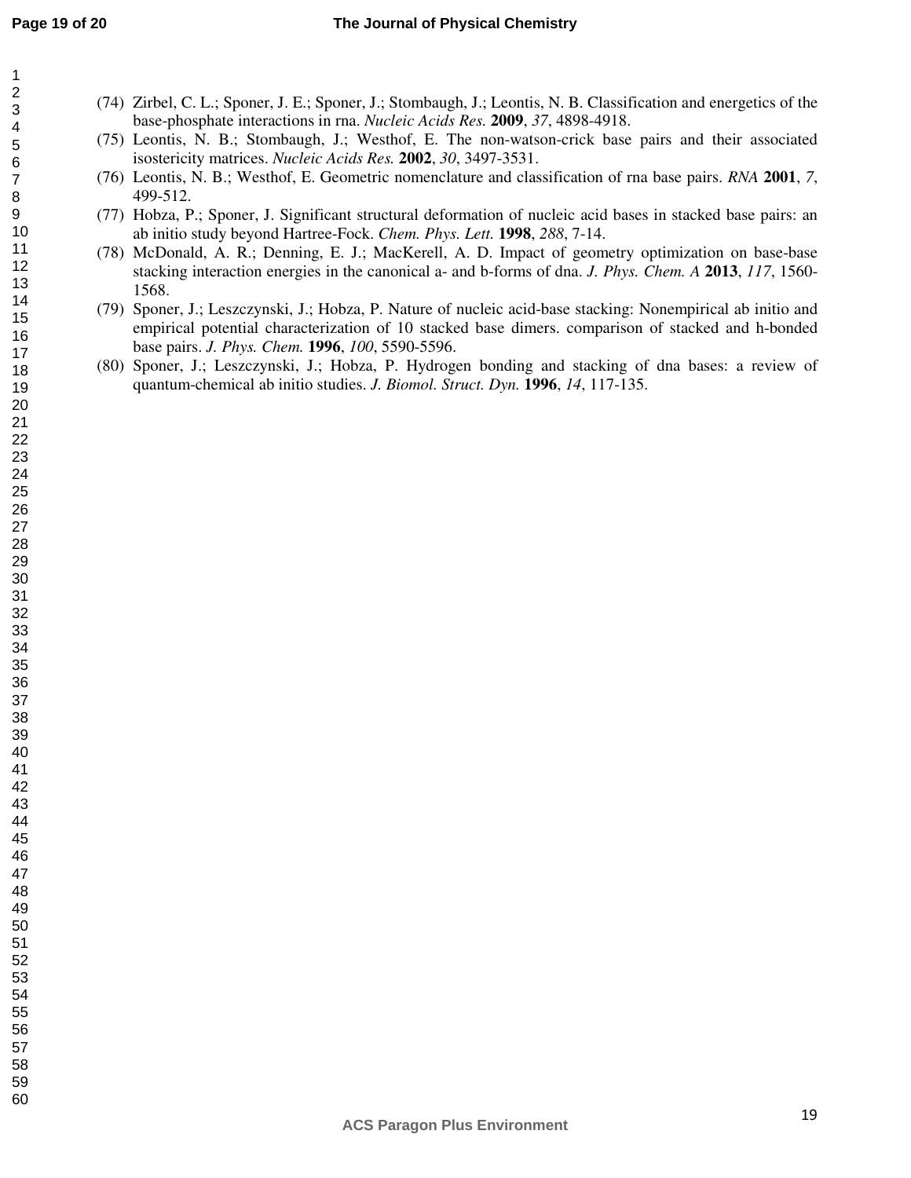(74) Zirbel, C. L.; Sponer, J. E.; Sponer, J.; Stombaugh, J.; Leontis, N. B. Classification and energetics of the base-phosphate interactions in rna. *Nucleic Acids Res.* **2009**, *37*, 4898-4918.

(75) Leontis, N. B.; Stombaugh, J.; Westhof, E. The non-watson-crick base pairs and their associated isostericity matrices. *Nucleic Acids Res.* **2002**, *30*, 3497-3531.

(76) Leontis, N. B.; Westhof, E. Geometric nomenclature and classification of rna base pairs. *RNA* **2001**, *7*, 499-512.

(77) Hobza, P.; Sponer, J. Significant structural deformation of nucleic acid bases in stacked base pairs: an ab initio study beyond Hartree-Fock. *Chem. Phys. Lett.* **1998**, *288*, 7-14.

(78) McDonald, A. R.; Denning, E. J.; MacKerell, A. D. Impact of geometry optimization on base-base stacking interaction energies in the canonical a- and b-forms of dna. *J. Phys. Chem. A* **2013**, *117*, 1560-1568.

(79) Sponer, J.; Leszczynski, J.; Hobza, P. Nature of nucleic acid-base stacking: Nonempirical ab initio and empirical potential characterization of 10 stacked base dimers. comparison of stacked and h-bonded base pairs. *J. Phys. Chem.* **1996**, *100*, 5590-5596.

(80) Sponer, J.; Leszczynski, J.; Hobza, P. Hydrogen bonding and stacking of dna bases: a review of quantum-chemical ab initio studies. *J. Biomol. Struct. Dyn.* **1996**, *14*, 117-135.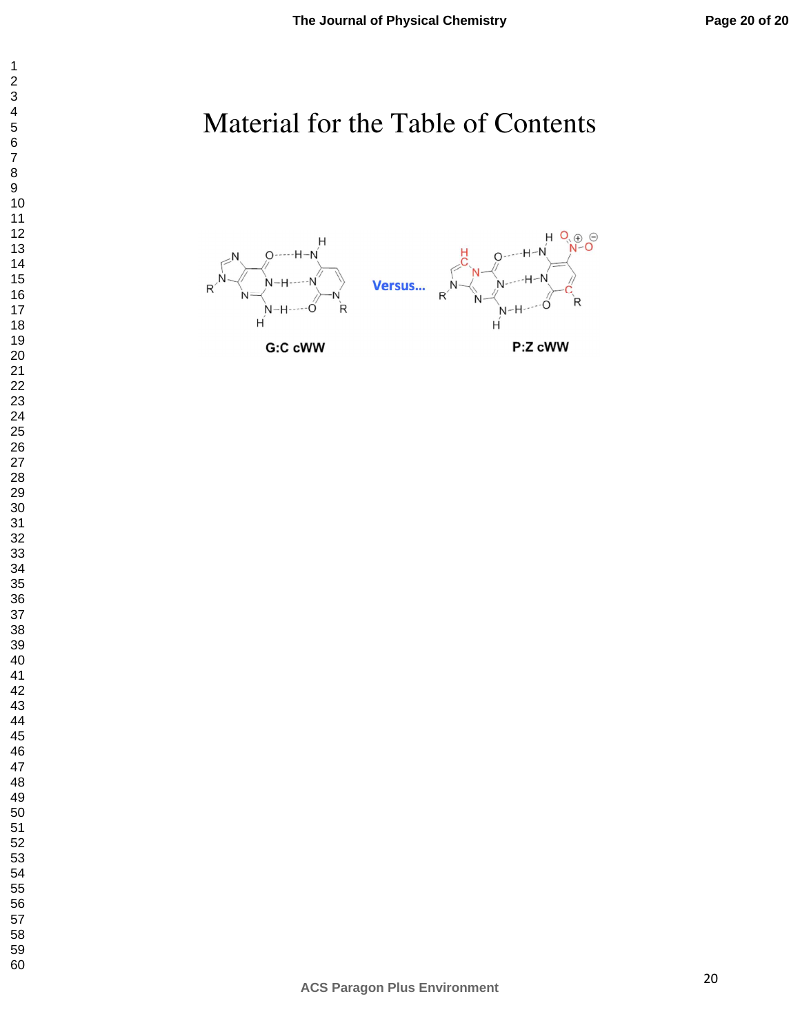# Material for the Table of Contents

G:C cWW

Versus...

P:Z cWW